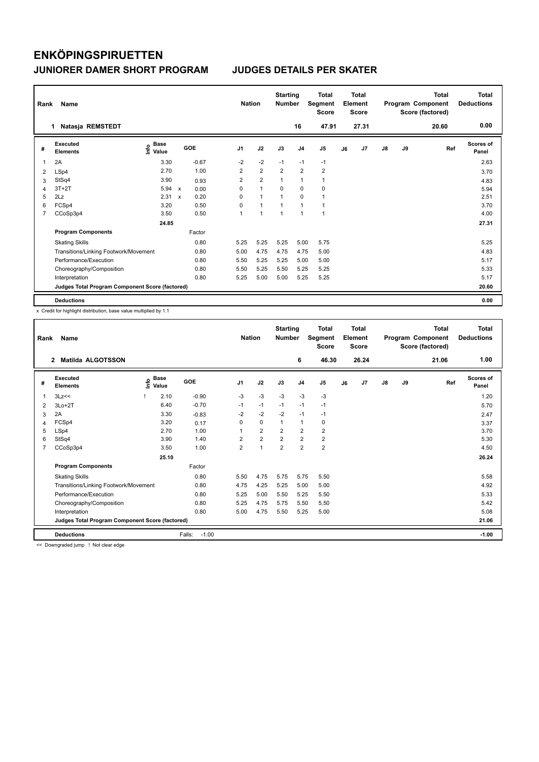# ENKÖPINGSPIRUETTEN

## JUNIORER DAMER SHORT PROGRAM JUDGES DETAILS PER SKATER

| Rank | Name | Nation | Starting Number | Total Segment Score | Total Element Score | Total Program Component Score (factored) | Total Deductions |
|---|---|---|---|---|---|---|---|
| 1 | Natasja REMSTEDT | | 16 | 47.91 | 27.31 | 20.60 | 0.00 |

| # | Executed Elements | Info | Base Value | | GOE | J1 | J2 | J3 | J4 | J5 | J6 | J7 | J8 | J9 | Ref | Scores of Panel |
|---|---|---|---|---|---|---|---|---|---|---|---|---|---|---|---|---|
| 1 | 2A | | 3.30 | | -0.67 | -2 | -2 | -1 | -1 | -1 | | | | | | 2.63 |
| 2 | LSp4 | | 2.70 | | 1.00 | 2 | 2 | 2 | 2 | 2 | | | | | | 3.70 |
| 3 | StSq4 | | 3.90 | | 0.93 | 2 | 2 | 1 | 1 | 1 | | | | | | 4.83 |
| 4 | 3T+2T | | 5.94 | x | 0.00 | 0 | 1 | 0 | 0 | 0 | | | | | | 5.94 |
| 5 | 2Lz | | 2.31 | x | 0.20 | 0 | 1 | 1 | 0 | 1 | | | | | | 2.51 |
| 6 | FCSp4 | | 3.20 | | 0.50 | 0 | 1 | 1 | 1 | 1 | | | | | | 3.70 |
| 7 | CCoSp3p4 | | 3.50 | | 0.50 | 1 | 1 | 1 | 1 | 1 | | | | | | 4.00 |
| | | | 24.85 | | | | | | | | | | | | | 27.31 |
| | **Program Components** | | | | Factor | | | | | | | | | | | |
| | Skating Skills | | | | 0.80 | 5.25 | 5.25 | 5.25 | 5.00 | 5.75 | | | | | | 5.25 |
| | Transitions/Linking Footwork/Movement | | | | 0.80 | 5.00 | 4.75 | 4.75 | 4.75 | 5.00 | | | | | | 4.83 |
| | Performance/Execution | | | | 0.80 | 5.50 | 5.25 | 5.25 | 5.00 | 5.00 | | | | | | 5.17 |
| | Choreography/Composition | | | | 0.80 | 5.50 | 5.25 | 5.50 | 5.25 | 5.25 | | | | | | 5.33 |
| | Interpretation | | | | 0.80 | 5.25 | 5.00 | 5.00 | 5.25 | 5.25 | | | | | | 5.17 |
| | **Judges Total Program Component Score (factored)** | | | | | | | | | | | | | | | 20.60 |
| | **Deductions** | | | | | | | | | | | | | | | 0.00 |

x Credit for highlight distribution, base value multiplied by 1.1

| Rank | Name | Nation | Starting Number | Total Segment Score | Total Element Score | Total Program Component Score (factored) | Total Deductions |
|---|---|---|---|---|---|---|---|
| 2 | Matilda ALGOTSSON | | 6 | 46.30 | 26.24 | 21.06 | 1.00 |

| # | Executed Elements | Info | Base Value | GOE | J1 | J2 | J3 | J4 | J5 | J6 | J7 | J8 | J9 | Ref | Scores of Panel |
|---|---|---|---|---|---|---|---|---|---|---|---|---|---|---|---|
| 1 | 3Lz<< | ! | 2.10 | -0.90 | -3 | -3 | -3 | -3 | -3 | | | | | | 1.20 |
| 2 | 3Lo+2T | | 6.40 | -0.70 | -1 | -1 | -1 | -1 | -1 | | | | | | 5.70 |
| 3 | 2A | | 3.30 | -0.83 | -2 | -2 | -2 | -1 | -1 | | | | | | 2.47 |
| 4 | FCSp4 | | 3.20 | 0.17 | 0 | 0 | 1 | 1 | 0 | | | | | | 3.37 |
| 5 | LSp4 | | 2.70 | 1.00 | 1 | 2 | 2 | 2 | 2 | | | | | | 3.70 |
| 6 | StSq4 | | 3.90 | 1.40 | 2 | 2 | 2 | 2 | 2 | | | | | | 5.30 |
| 7 | CCoSp3p4 | | 3.50 | 1.00 | 2 | 1 | 2 | 2 | 2 | | | | | | 4.50 |
| | | | 25.10 | | | | | | | | | | | | 26.24 |
| | **Program Components** | | | Factor | | | | | | | | | | | |
| | Skating Skills | | | 0.80 | 5.50 | 4.75 | 5.75 | 5.75 | 5.50 | | | | | | 5.58 |
| | Transitions/Linking Footwork/Movement | | | 0.80 | 4.75 | 4.25 | 5.25 | 5.00 | 5.00 | | | | | | 4.92 |
| | Performance/Execution | | | 0.80 | 5.25 | 5.00 | 5.50 | 5.25 | 5.50 | | | | | | 5.33 |
| | Choreography/Composition | | | 0.80 | 5.25 | 4.75 | 5.75 | 5.50 | 5.50 | | | | | | 5.42 |
| | Interpretation | | | 0.80 | 5.00 | 4.75 | 5.50 | 5.25 | 5.00 | | | | | | 5.08 |
| | **Judges Total Program Component Score (factored)** | | | | | | | | | | | | | | 21.06 |
| | **Deductions** | | | Falls: -1.00 | | | | | | | | | | | -1.00 |

<< Downgraded jump ! Not clear edge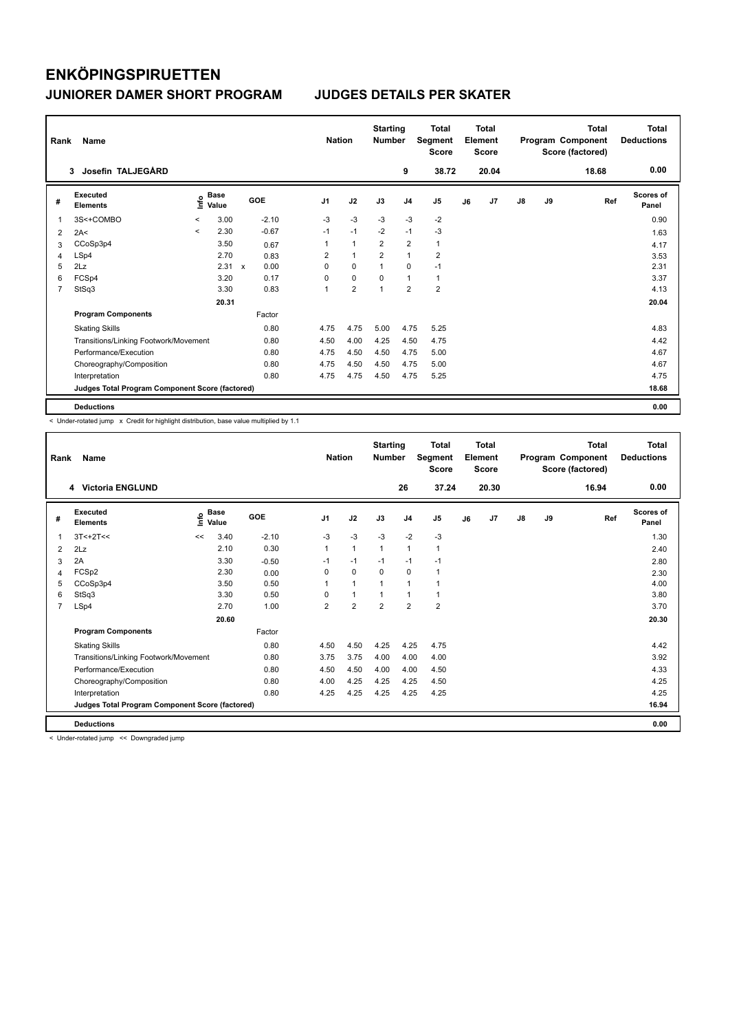# ENKÖPINGSPIRUETTEN

## JUNIORER DAMER SHORT PROGRAM

## JUDGES DETAILS PER SKATER

| Rank | Name | Nation | Starting Number | Total Segment Score | Total Element Score | Total Program Component Score (factored) | Total Deductions |
|---|---|---|---|---|---|---|---|
| 3 | Josefin TALJEGÅRD | | 9 | 38.72 | 20.04 | 18.68 | 0.00 |

| # | Executed Elements | Info | Base Value | | GOE | J1 | J2 | J3 | J4 | J5 | J6 | J7 | J8 | J9 | Ref | Scores of Panel |
|---|---|---|---|---|---|---|---|---|---|---|---|---|---|---|---|---|
| 1 | 3S<+COMBO | < | 3.00 | | -2.10 | -3 | -3 | -3 | -3 | -2 | | | | | | 0.90 |
| 2 | 2A< | < | 2.30 | | -0.67 | -1 | -1 | -2 | -1 | -3 | | | | | | 1.63 |
| 3 | CCoSp3p4 | | 3.50 | | 0.67 | 1 | 1 | 2 | 2 | 1 | | | | | | 4.17 |
| 4 | LSp4 | | 2.70 | | 0.83 | 2 | 1 | 2 | 1 | 2 | | | | | | 3.53 |
| 5 | 2Lz | | 2.31 | x | 0.00 | 0 | 0 | 1 | 0 | -1 | | | | | | 2.31 |
| 6 | FCSp4 | | 3.20 | | 0.17 | 0 | 0 | 0 | 1 | 1 | | | | | | 3.37 |
| 7 | StSq3 | | 3.30 | | 0.83 | 1 | 2 | 1 | 2 | 2 | | | | | | 4.13 |
| | | | 20.31 | | | | | | | | | | | | | 20.04 |
| | **Program Components** | | | | Factor | | | | | | | | | | | |
| | Skating Skills | | | | 0.80 | 4.75 | 4.75 | 5.00 | 4.75 | 5.25 | | | | | | 4.83 |
| | Transitions/Linking Footwork/Movement | | | | 0.80 | 4.50 | 4.00 | 4.25 | 4.50 | 4.75 | | | | | | 4.42 |
| | Performance/Execution | | | | 0.80 | 4.75 | 4.50 | 4.50 | 4.75 | 5.00 | | | | | | 4.67 |
| | Choreography/Composition | | | | 0.80 | 4.75 | 4.50 | 4.50 | 4.75 | 5.00 | | | | | | 4.67 |
| | Interpretation | | | | 0.80 | 4.75 | 4.75 | 4.50 | 4.75 | 5.25 | | | | | | 4.75 |
| | **Judges Total Program Component Score (factored)** | | | | | | | | | | | | | | | 18.68 |
| | **Deductions** | | | | | | | | | | | | | | | 0.00 |

< Under-rotated jump x Credit for highlight distribution, base value multiplied by 1.1

| Rank | Name | Nation | Starting Number | Total Segment Score | Total Element Score | Total Program Component Score (factored) | Total Deductions |
|---|---|---|---|---|---|---|---|
| 4 | Victoria ENGLUND | | 26 | 37.24 | 20.30 | 16.94 | 0.00 |

| # | Executed Elements | Info | Base Value | GOE | J1 | J2 | J3 | J4 | J5 | J6 | J7 | J8 | J9 | Ref | Scores of Panel |
|---|---|---|---|---|---|---|---|---|---|---|---|---|---|---|---|
| 1 | 3T<+2T<< | << | 3.40 | -2.10 | -3 | -3 | -3 | -2 | -3 | | | | | | 1.30 |
| 2 | 2Lz | | 2.10 | 0.30 | 1 | 1 | 1 | 1 | 1 | | | | | | 2.40 |
| 3 | 2A | | 3.30 | -0.50 | -1 | -1 | -1 | -1 | -1 | | | | | | 2.80 |
| 4 | FCSp2 | | 2.30 | 0.00 | 0 | 0 | 0 | 0 | 1 | | | | | | 2.30 |
| 5 | CCoSp3p4 | | 3.50 | 0.50 | 1 | 1 | 1 | 1 | 1 | | | | | | 4.00 |
| 6 | StSq3 | | 3.30 | 0.50 | 0 | 1 | 1 | 1 | 1 | | | | | | 3.80 |
| 7 | LSp4 | | 2.70 | 1.00 | 2 | 2 | 2 | 2 | 2 | | | | | | 3.70 |
| | | | 20.60 | | | | | | | | | | | | 20.30 |
| | **Program Components** | | | Factor | | | | | | | | | | | |
| | Skating Skills | | | 0.80 | 4.50 | 4.50 | 4.25 | 4.25 | 4.75 | | | | | | 4.42 |
| | Transitions/Linking Footwork/Movement | | | 0.80 | 3.75 | 3.75 | 4.00 | 4.00 | 4.00 | | | | | | 3.92 |
| | Performance/Execution | | | 0.80 | 4.50 | 4.50 | 4.00 | 4.00 | 4.50 | | | | | | 4.33 |
| | Choreography/Composition | | | 0.80 | 4.00 | 4.25 | 4.25 | 4.25 | 4.50 | | | | | | 4.25 |
| | Interpretation | | | 0.80 | 4.25 | 4.25 | 4.25 | 4.25 | 4.25 | | | | | | 4.25 |
| | **Judges Total Program Component Score (factored)** | | | | | | | | | | | | | | 16.94 |
| | **Deductions** | | | | | | | | | | | | | | 0.00 |

< Under-rotated jump << Downgraded jump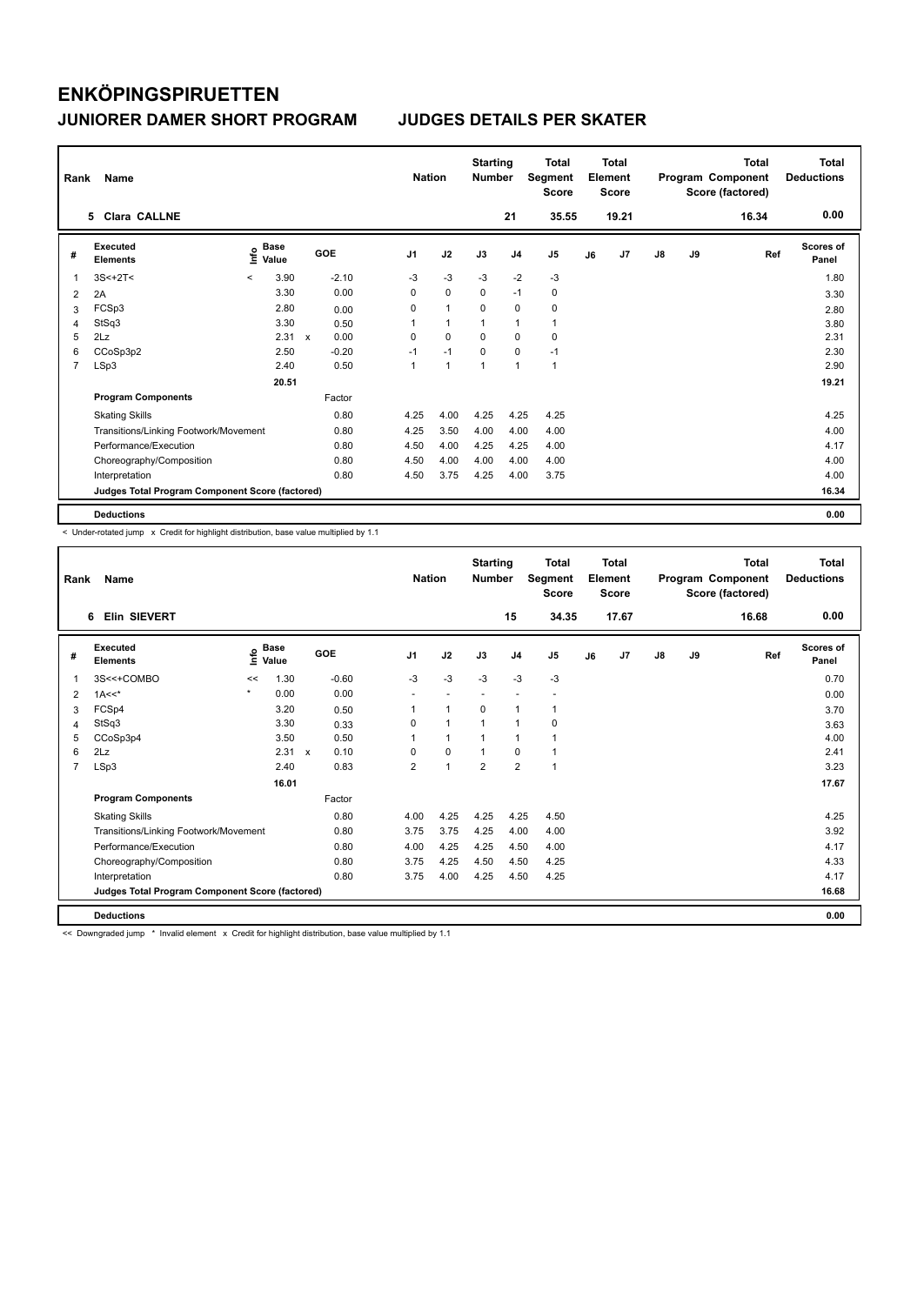# ENKÖPINGSPIRUETTEN

## JUNIORER DAMER SHORT PROGRAM — JUDGES DETAILS PER SKATER

| Rank | Name | Nation | Starting Number | Total Segment Score | Total Element Score | Total Program Component Score (factored) | Total Deductions |
|---|---|---|---|---|---|---|---|
| 5 | Clara CALLNE | | 21 | 35.55 | 19.21 | 16.34 | 0.00 |

| # | Executed Elements | Info | Base Value | | GOE | J1 | J2 | J3 | J4 | J5 | J6 | J7 | J8 | J9 | Ref | Scores of Panel |
|---|---|---|---|---|---|---|---|---|---|---|---|---|---|---|---|---|
| 1 | 3S<+2T< | < | 3.90 | | -2.10 | -3 | -3 | -3 | -2 | -3 | | | | | | 1.80 |
| 2 | 2A | | 3.30 | | 0.00 | 0 | 0 | 0 | -1 | 0 | | | | | | 3.30 |
| 3 | FCSp3 | | 2.80 | | 0.00 | 0 | 1 | 0 | 0 | 0 | | | | | | 2.80 |
| 4 | StSq3 | | 3.30 | | 0.50 | 1 | 1 | 1 | 1 | 1 | | | | | | 3.80 |
| 5 | 2Lz | | 2.31 | x | 0.00 | 0 | 0 | 0 | 0 | 0 | | | | | | 2.31 |
| 6 | CCoSp3p2 | | 2.50 | | -0.20 | -1 | -1 | 0 | 0 | -1 | | | | | | 2.30 |
| 7 | LSp3 | | 2.40 | | 0.50 | 1 | 1 | 1 | 1 | 1 | | | | | | 2.90 |
| | | | 20.51 | | | | | | | | | | | | | 19.21 |
| | **Program Components** | | | | Factor | | | | | | | | | | | |
| | Skating Skills | | | | 0.80 | 4.25 | 4.00 | 4.25 | 4.25 | 4.25 | | | | | | 4.25 |
| | Transitions/Linking Footwork/Movement | | | | 0.80 | 4.25 | 3.50 | 4.00 | 4.00 | 4.00 | | | | | | 4.00 |
| | Performance/Execution | | | | 0.80 | 4.50 | 4.00 | 4.25 | 4.25 | 4.00 | | | | | | 4.17 |
| | Choreography/Composition | | | | 0.80 | 4.50 | 4.00 | 4.00 | 4.00 | 4.00 | | | | | | 4.00 |
| | Interpretation | | | | 0.80 | 4.50 | 3.75 | 4.25 | 4.00 | 3.75 | | | | | | 4.00 |
| | **Judges Total Program Component Score (factored)** | | | | | | | | | | | | | | | 16.34 |
| | **Deductions** | | | | | | | | | | | | | | | 0.00 |

< Under-rotated jump x Credit for highlight distribution, base value multiplied by 1.1

| Rank | Name | Nation | Starting Number | Total Segment Score | Total Element Score | Total Program Component Score (factored) | Total Deductions |
|---|---|---|---|---|---|---|---|
| 6 | Elin SIEVERT | | 15 | 34.35 | 17.67 | 16.68 | 0.00 |

| # | Executed Elements | Info | Base Value | | GOE | J1 | J2 | J3 | J4 | J5 | J6 | J7 | J8 | J9 | Ref | Scores of Panel |
|---|---|---|---|---|---|---|---|---|---|---|---|---|---|---|---|---|
| 1 | 3S<<+COMBO | << | 1.30 | | -0.60 | -3 | -3 | -3 | -3 | -3 | | | | | | 0.70 |
| 2 | 1A<<* | * | 0.00 | | 0.00 | - | - | - | - | - | | | | | | 0.00 |
| 3 | FCSp4 | | 3.20 | | 0.50 | 1 | 1 | 0 | 1 | 1 | | | | | | 3.70 |
| 4 | StSq3 | | 3.30 | | 0.33 | 0 | 1 | 1 | 1 | 0 | | | | | | 3.63 |
| 5 | CCoSp3p4 | | 3.50 | | 0.50 | 1 | 1 | 1 | 1 | 1 | | | | | | 4.00 |
| 6 | 2Lz | | 2.31 | x | 0.10 | 0 | 0 | 1 | 0 | 1 | | | | | | 2.41 |
| 7 | LSp3 | | 2.40 | | 0.83 | 2 | 1 | 2 | 2 | 1 | | | | | | 3.23 |
| | | | 16.01 | | | | | | | | | | | | | 17.67 |
| | **Program Components** | | | | Factor | | | | | | | | | | | |
| | Skating Skills | | | | 0.80 | 4.00 | 4.25 | 4.25 | 4.25 | 4.50 | | | | | | 4.25 |
| | Transitions/Linking Footwork/Movement | | | | 0.80 | 3.75 | 3.75 | 4.25 | 4.00 | 4.00 | | | | | | 3.92 |
| | Performance/Execution | | | | 0.80 | 4.00 | 4.25 | 4.25 | 4.50 | 4.00 | | | | | | 4.17 |
| | Choreography/Composition | | | | 0.80 | 3.75 | 4.25 | 4.50 | 4.50 | 4.25 | | | | | | 4.33 |
| | Interpretation | | | | 0.80 | 3.75 | 4.00 | 4.25 | 4.50 | 4.25 | | | | | | 4.17 |
| | **Judges Total Program Component Score (factored)** | | | | | | | | | | | | | | | 16.68 |
| | **Deductions** | | | | | | | | | | | | | | | 0.00 |

<< Downgraded jump * Invalid element x Credit for highlight distribution, base value multiplied by 1.1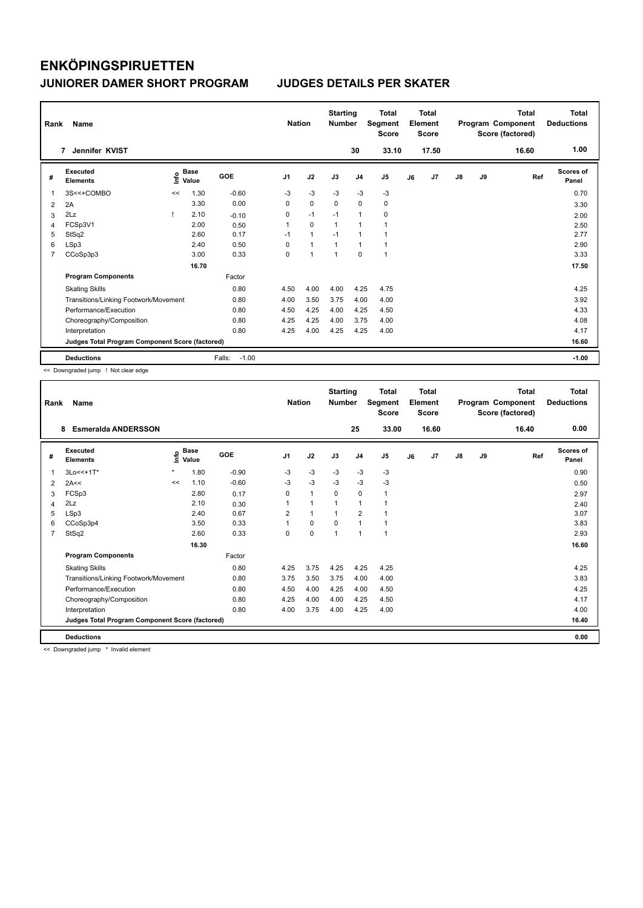# ENKÖPINGSPIRUETTEN

## JUNIORER DAMER SHORT PROGRAM

## JUDGES DETAILS PER SKATER

| Rank | Name | Nation | Starting Number | Total Segment Score | Total Element Score | Total Program Component Score (factored) | Total Deductions |
|---|---|---|---|---|---|---|---|
| 7 | Jennifer KVIST | | 30 | 33.10 | 17.50 | 16.60 | 1.00 |

| # | Executed Elements | Info | Base Value | GOE | J1 | J2 | J3 | J4 | J5 | J6 | J7 | J8 | J9 | Ref | Scores of Panel |
|---|---|---|---|---|---|---|---|---|---|---|---|---|---|---|---|
| 1 | 3S<<+COMBO | << | 1.30 | -0.60 | -3 | -3 | -3 | -3 | -3 | | | | | | 0.70 |
| 2 | 2A | | 3.30 | 0.00 | 0 | 0 | 0 | 0 | 0 | | | | | | 3.30 |
| 3 | 2Lz | ! | 2.10 | -0.10 | 0 | -1 | -1 | 1 | 0 | | | | | | 2.00 |
| 4 | FCSp3V1 | | 2.00 | 0.50 | 1 | 0 | 1 | 1 | 1 | | | | | | 2.50 |
| 5 | StSq2 | | 2.60 | 0.17 | -1 | 1 | -1 | 1 | 1 | | | | | | 2.77 |
| 6 | LSp3 | | 2.40 | 0.50 | 0 | 1 | 1 | 1 | 1 | | | | | | 2.90 |
| 7 | CCoSp3p3 | | 3.00 | 0.33 | 0 | 1 | 1 | 0 | 1 | | | | | | 3.33 |
| | | | 16.70 | | | | | | | | | | | | 17.50 |
| | **Program Components** | | | Factor | | | | | | | | | | | |
| | Skating Skills | | | 0.80 | 4.50 | 4.00 | 4.00 | 4.25 | 4.75 | | | | | | 4.25 |
| | Transitions/Linking Footwork/Movement | | | 0.80 | 4.00 | 3.50 | 3.75 | 4.00 | 4.00 | | | | | | 3.92 |
| | Performance/Execution | | | 0.80 | 4.50 | 4.25 | 4.00 | 4.25 | 4.50 | | | | | | 4.33 |
| | Choreography/Composition | | | 0.80 | 4.25 | 4.25 | 4.00 | 3.75 | 4.00 | | | | | | 4.08 |
| | Interpretation | | | 0.80 | 4.25 | 4.00 | 4.25 | 4.25 | 4.00 | | | | | | 4.17 |
| | **Judges Total Program Component Score (factored)** | | | | | | | | | | | | | | 16.60 |
| | **Deductions** | | | Falls: -1.00 | | | | | | | | | | | -1.00 |

<< Downgraded jump ! Not clear edge

| Rank | Name | Nation | Starting Number | Total Segment Score | Total Element Score | Total Program Component Score (factored) | Total Deductions |
|---|---|---|---|---|---|---|---|
| 8 | Esmeralda ANDERSSON | | 25 | 33.00 | 16.60 | 16.40 | 0.00 |

| # | Executed Elements | Info | Base Value | GOE | J1 | J2 | J3 | J4 | J5 | J6 | J7 | J8 | J9 | Ref | Scores of Panel |
|---|---|---|---|---|---|---|---|---|---|---|---|---|---|---|---|
| 1 | 3Lo<<+1T* | * | 1.80 | -0.90 | -3 | -3 | -3 | -3 | -3 | | | | | | 0.90 |
| 2 | 2A<< | << | 1.10 | -0.60 | -3 | -3 | -3 | -3 | -3 | | | | | | 0.50 |
| 3 | FCSp3 | | 2.80 | 0.17 | 0 | 1 | 0 | 0 | 1 | | | | | | 2.97 |
| 4 | 2Lz | | 2.10 | 0.30 | 1 | 1 | 1 | 1 | 1 | | | | | | 2.40 |
| 5 | LSp3 | | 2.40 | 0.67 | 2 | 1 | 1 | 2 | 1 | | | | | | 3.07 |
| 6 | CCoSp3p4 | | 3.50 | 0.33 | 1 | 0 | 0 | 1 | 1 | | | | | | 3.83 |
| 7 | StSq2 | | 2.60 | 0.33 | 0 | 0 | 1 | 1 | 1 | | | | | | 2.93 |
| | | | 16.30 | | | | | | | | | | | | 16.60 |
| | **Program Components** | | | Factor | | | | | | | | | | | |
| | Skating Skills | | | 0.80 | 4.25 | 3.75 | 4.25 | 4.25 | 4.25 | | | | | | 4.25 |
| | Transitions/Linking Footwork/Movement | | | 0.80 | 3.75 | 3.50 | 3.75 | 4.00 | 4.00 | | | | | | 3.83 |
| | Performance/Execution | | | 0.80 | 4.50 | 4.00 | 4.25 | 4.00 | 4.50 | | | | | | 4.25 |
| | Choreography/Composition | | | 0.80 | 4.25 | 4.00 | 4.00 | 4.25 | 4.50 | | | | | | 4.17 |
| | Interpretation | | | 0.80 | 4.00 | 3.75 | 4.00 | 4.25 | 4.00 | | | | | | 4.00 |
| | **Judges Total Program Component Score (factored)** | | | | | | | | | | | | | | 16.40 |
| | **Deductions** | | | | | | | | | | | | | | 0.00 |

<< Downgraded jump * Invalid element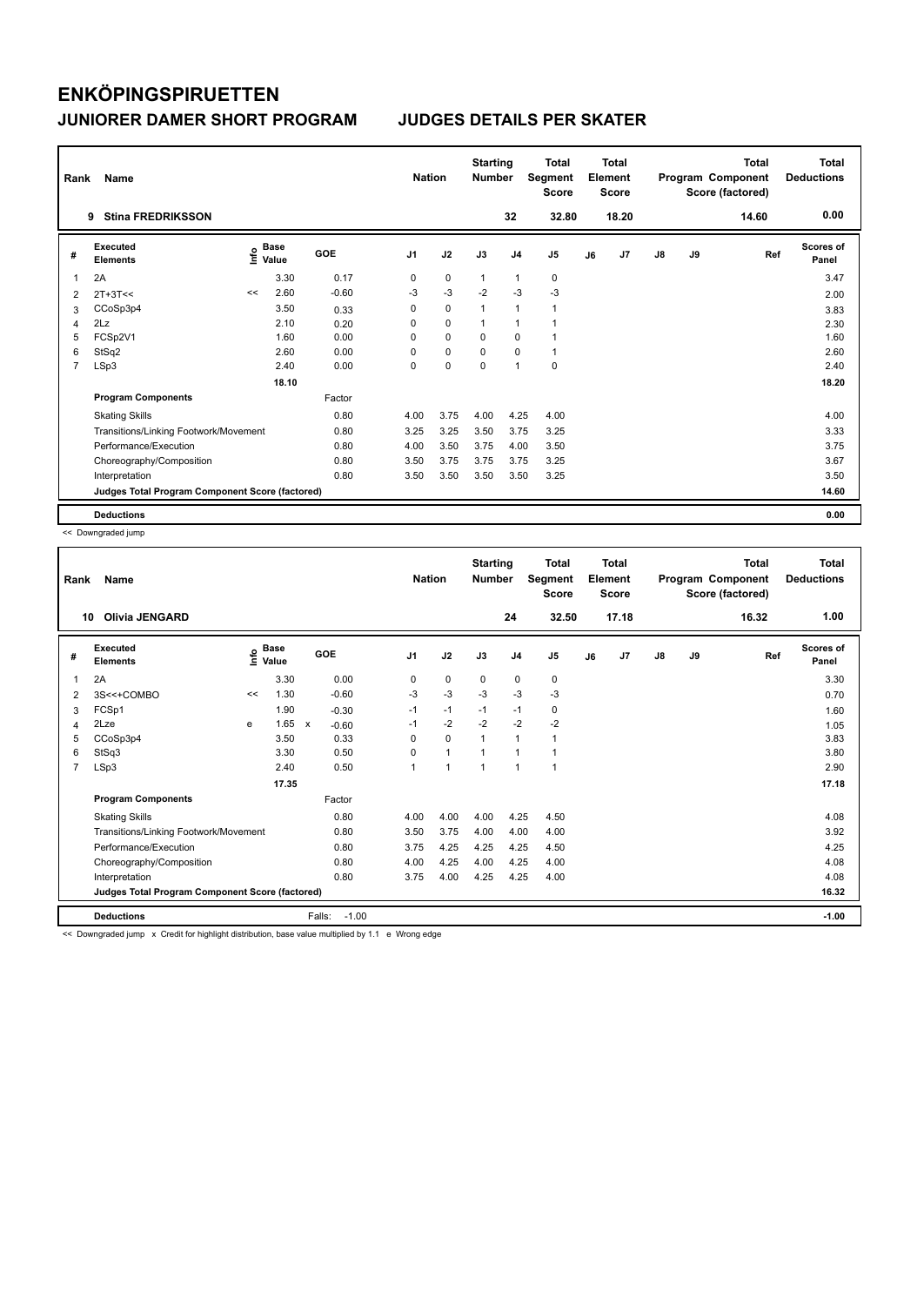# ENKÖPINGSPIRUETTEN

## JUNIORER DAMER SHORT PROGRAM — JUDGES DETAILS PER SKATER

| Rank | Name | Nation | Starting Number | Total Segment Score | Total Element Score | Total Program Component Score (factored) | Total Deductions |
|---|---|---|---|---|---|---|---|
| 9 | Stina FREDRIKSSON | | 32 | 32.80 | 18.20 | 14.60 | 0.00 |

| # | Executed Elements | Info | Base Value | GOE | J1 | J2 | J3 | J4 | J5 | J6 | J7 | J8 | J9 | Ref | Scores of Panel |
|---|---|---|---|---|---|---|---|---|---|---|---|---|---|---|---|
| 1 | 2A | | 3.30 | 0.17 | 0 | 0 | 1 | 1 | 0 | | | | | | 3.47 |
| 2 | 2T+3T<< | << | 2.60 | -0.60 | -3 | -3 | -2 | -3 | -3 | | | | | | 2.00 |
| 3 | CCoSp3p4 | | 3.50 | 0.33 | 0 | 0 | 1 | 1 | 1 | | | | | | 3.83 |
| 4 | 2Lz | | 2.10 | 0.20 | 0 | 0 | 1 | 1 | 1 | | | | | | 2.30 |
| 5 | FCSp2V1 | | 1.60 | 0.00 | 0 | 0 | 0 | 0 | 1 | | | | | | 1.60 |
| 6 | StSq2 | | 2.60 | 0.00 | 0 | 0 | 0 | 0 | 1 | | | | | | 2.60 |
| 7 | LSp3 | | 2.40 | 0.00 | 0 | 0 | 0 | 1 | 0 | | | | | | 2.40 |
| | | | 18.10 | | | | | | | | | | | | 18.20 |
| | **Program Components** | | | Factor | | | | | | | | | | | |
| | Skating Skills | | | 0.80 | 4.00 | 3.75 | 4.00 | 4.25 | 4.00 | | | | | | 4.00 |
| | Transitions/Linking Footwork/Movement | | | 0.80 | 3.25 | 3.25 | 3.50 | 3.75 | 3.25 | | | | | | 3.33 |
| | Performance/Execution | | | 0.80 | 4.00 | 3.50 | 3.75 | 4.00 | 3.50 | | | | | | 3.75 |
| | Choreography/Composition | | | 0.80 | 3.50 | 3.75 | 3.75 | 3.75 | 3.25 | | | | | | 3.67 |
| | Interpretation | | | 0.80 | 3.50 | 3.50 | 3.50 | 3.50 | 3.25 | | | | | | 3.50 |
| | **Judges Total Program Component Score (factored)** | | | | | | | | | | | | | | 14.60 |
| | **Deductions** | | | | | | | | | | | | | | 0.00 |

<< Downgraded jump

| Rank | Name | Nation | Starting Number | Total Segment Score | Total Element Score | Total Program Component Score (factored) | Total Deductions |
|---|---|---|---|---|---|---|---|
| 10 | Olivia JENGARD | | 24 | 32.50 | 17.18 | 16.32 | 1.00 |

| # | Executed Elements | Info | Base Value | GOE | J1 | J2 | J3 | J4 | J5 | J6 | J7 | J8 | J9 | Ref | Scores of Panel |
|---|---|---|---|---|---|---|---|---|---|---|---|---|---|---|---|
| 1 | 2A | | 3.30 | 0.00 | 0 | 0 | 0 | 0 | 0 | | | | | | 3.30 |
| 2 | 3S<<+COMBO | << | 1.30 | -0.60 | -3 | -3 | -3 | -3 | -3 | | | | | | 0.70 |
| 3 | FCSp1 | | 1.90 | -0.30 | -1 | -1 | -1 | -1 | 0 | | | | | | 1.60 |
| 4 | 2Lze | e | 1.65 x | -0.60 | -1 | -2 | -2 | -2 | -2 | | | | | | 1.05 |
| 5 | CCoSp3p4 | | 3.50 | 0.33 | 0 | 0 | 1 | 1 | 1 | | | | | | 3.83 |
| 6 | StSq3 | | 3.30 | 0.50 | 0 | 1 | 1 | 1 | 1 | | | | | | 3.80 |
| 7 | LSp3 | | 2.40 | 0.50 | 1 | 1 | 1 | 1 | 1 | | | | | | 2.90 |
| | | | 17.35 | | | | | | | | | | | | 17.18 |
| | **Program Components** | | | Factor | | | | | | | | | | | |
| | Skating Skills | | | 0.80 | 4.00 | 4.00 | 4.00 | 4.25 | 4.50 | | | | | | 4.08 |
| | Transitions/Linking Footwork/Movement | | | 0.80 | 3.50 | 3.75 | 4.00 | 4.00 | 4.00 | | | | | | 3.92 |
| | Performance/Execution | | | 0.80 | 3.75 | 4.25 | 4.25 | 4.25 | 4.50 | | | | | | 4.25 |
| | Choreography/Composition | | | 0.80 | 4.00 | 4.25 | 4.00 | 4.25 | 4.00 | | | | | | 4.08 |
| | Interpretation | | | 0.80 | 3.75 | 4.00 | 4.25 | 4.25 | 4.00 | | | | | | 4.08 |
| | **Judges Total Program Component Score (factored)** | | | | | | | | | | | | | | 16.32 |
| | **Deductions** | | | Falls: -1.00 | | | | | | | | | | | -1.00 |

<< Downgraded jump x Credit for highlight distribution, base value multiplied by 1.1 e Wrong edge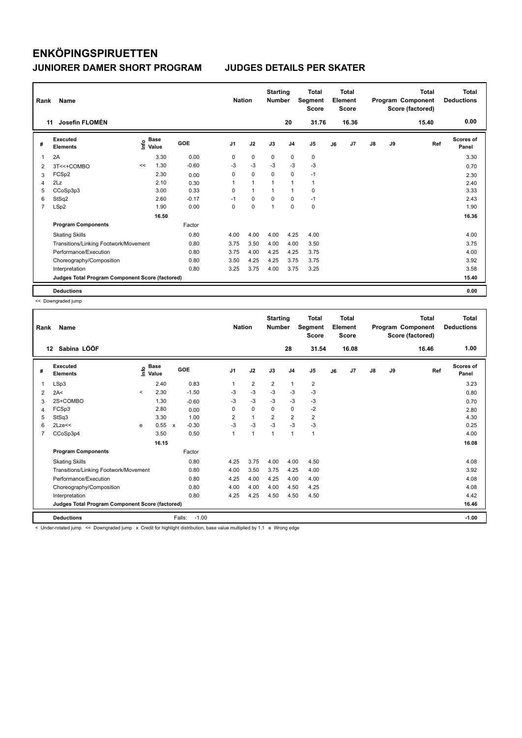# ENKÖPINGSPIRUETTEN

## JUNIORER DAMER SHORT PROGRAM — JUDGES DETAILS PER SKATER

| Rank | Name | Nation | Starting Number | Total Segment Score | Total Element Score | Total Program Component Score (factored) | Total Deductions |
|---|---|---|---|---|---|---|---|
| 11 | Josefin FLOMÉN | | 20 | 31.76 | 16.36 | 15.40 | 0.00 |

| # | Executed Elements | Info | Base Value | GOE | J1 | J2 | J3 | J4 | J5 | J6 | J7 | J8 | J9 | Ref | Scores of Panel |
|---|---|---|---|---|---|---|---|---|---|---|---|---|---|---|---|
| 1 | 2A | | 3.30 | 0.00 | 0 | 0 | 0 | 0 | 0 | | | | | | 3.30 |
| 2 | 3T<<+COMBO | << | 1.30 | -0.60 | -3 | -3 | -3 | -3 | -3 | | | | | | 0.70 |
| 3 | FCSp2 | | 2.30 | 0.00 | 0 | 0 | 0 | 0 | -1 | | | | | | 2.30 |
| 4 | 2Lz | | 2.10 | 0.30 | 1 | 1 | 1 | 1 | 1 | | | | | | 2.40 |
| 5 | CCoSp3p3 | | 3.00 | 0.33 | 0 | 1 | 1 | 1 | 0 | | | | | | 3.33 |
| 6 | StSq2 | | 2.60 | -0.17 | -1 | 0 | 0 | 0 | -1 | | | | | | 2.43 |
| 7 | LSp2 | | 1.90 | 0.00 | 0 | 0 | 1 | 0 | 0 | | | | | | 1.90 |
| | | | 16.50 | | | | | | | | | | | | 16.36 |
| | **Program Components** | | | Factor | | | | | | | | | | | |
| | Skating Skills | | | 0.80 | 4.00 | 4.00 | 4.00 | 4.25 | 4.00 | | | | | | 4.00 |
| | Transitions/Linking Footwork/Movement | | | 0.80 | 3.75 | 3.50 | 4.00 | 4.00 | 3.50 | | | | | | 3.75 |
| | Performance/Execution | | | 0.80 | 3.75 | 4.00 | 4.25 | 4.25 | 3.75 | | | | | | 4.00 |
| | Choreography/Composition | | | 0.80 | 3.50 | 4.25 | 4.25 | 3.75 | 3.75 | | | | | | 3.92 |
| | Interpretation | | | 0.80 | 3.25 | 3.75 | 4.00 | 3.75 | 3.25 | | | | | | 3.58 |
| | **Judges Total Program Component Score (factored)** | | | | | | | | | | | | | | 15.40 |
| | **Deductions** | | | | | | | | | | | | | | 0.00 |

<< Downgraded jump

| Rank | Name | Nation | Starting Number | Total Segment Score | Total Element Score | Total Program Component Score (factored) | Total Deductions |
|---|---|---|---|---|---|---|---|
| 12 | Sabina LÖÖF | | 28 | 31.54 | 16.08 | 16.46 | 1.00 |

| # | Executed Elements | Info | Base Value | GOE | J1 | J2 | J3 | J4 | J5 | J6 | J7 | J8 | J9 | Ref | Scores of Panel |
|---|---|---|---|---|---|---|---|---|---|---|---|---|---|---|---|
| 1 | LSp3 | | 2.40 | 0.83 | 1 | 2 | 2 | 1 | 2 | | | | | | 3.23 |
| 2 | 2A< | < | 2.30 | -1.50 | -3 | -3 | -3 | -3 | -3 | | | | | | 0.80 |
| 3 | 2S+COMBO | | 1.30 | -0.60 | -3 | -3 | -3 | -3 | -3 | | | | | | 0.70 |
| 4 | FCSp3 | | 2.80 | 0.00 | 0 | 0 | 0 | 0 | -2 | | | | | | 2.80 |
| 5 | StSq3 | | 3.30 | 1.00 | 2 | 1 | 2 | 2 | 2 | | | | | | 4.30 |
| 6 | 2Lze<< | e | 0.55 x | -0.30 | -3 | -3 | -3 | -3 | -3 | | | | | | 0.25 |
| 7 | CCoSp3p4 | | 3.50 | 0.50 | 1 | 1 | 1 | 1 | 1 | | | | | | 4.00 |
| | | | 16.15 | | | | | | | | | | | | 16.08 |
| | **Program Components** | | | Factor | | | | | | | | | | | |
| | Skating Skills | | | 0.80 | 4.25 | 3.75 | 4.00 | 4.00 | 4.50 | | | | | | 4.08 |
| | Transitions/Linking Footwork/Movement | | | 0.80 | 4.00 | 3.50 | 3.75 | 4.25 | 4.00 | | | | | | 3.92 |
| | Performance/Execution | | | 0.80 | 4.25 | 4.00 | 4.25 | 4.00 | 4.00 | | | | | | 4.08 |
| | Choreography/Composition | | | 0.80 | 4.00 | 4.00 | 4.00 | 4.50 | 4.25 | | | | | | 4.08 |
| | Interpretation | | | 0.80 | 4.25 | 4.25 | 4.50 | 4.50 | 4.50 | | | | | | 4.42 |
| | **Judges Total Program Component Score (factored)** | | | | | | | | | | | | | | 16.46 |
| | **Deductions** | | | Falls: -1.00 | | | | | | | | | | | -1.00 |

< Under-rotated jump << Downgraded jump x Credit for highlight distribution, base value multiplied by 1.1 e Wrong edge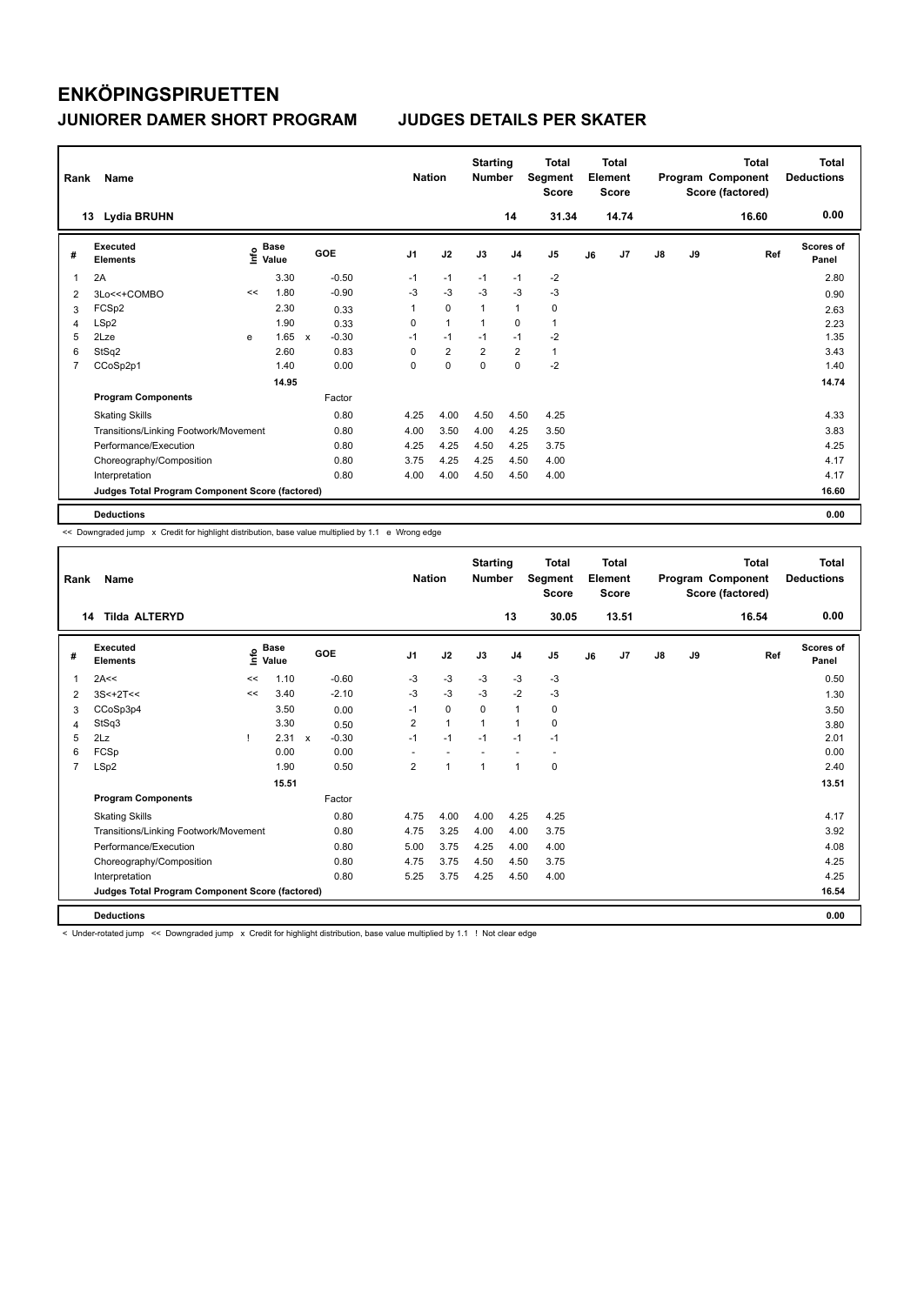# ENKÖPINGSPIRUETTEN

## JUNIORER DAMER SHORT PROGRAM

## JUDGES DETAILS PER SKATER

| Rank | Name | Nation | Starting Number | Total Segment Score | Total Element Score | Total Program Component Score (factored) | Total Deductions |
|---|---|---|---|---|---|---|---|
| 13 | Lydia BRUHN | | 14 | 31.34 | 14.74 | 16.60 | 0.00 |

| # | Executed Elements | Info | Base Value | | GOE | J1 | J2 | J3 | J4 | J5 | J6 | J7 | J8 | J9 | Ref | Scores of Panel |
|---|---|---|---|---|---|---|---|---|---|---|---|---|---|---|---|---|
| 1 | 2A | | 3.30 | | -0.50 | -1 | -1 | -1 | -1 | -2 | | | | | | 2.80 |
| 2 | 3Lo<<+COMBO | << | 1.80 | | -0.90 | -3 | -3 | -3 | -3 | -3 | | | | | | 0.90 |
| 3 | FCSp2 | | 2.30 | | 0.33 | 1 | 0 | 1 | 1 | 0 | | | | | | 2.63 |
| 4 | LSp2 | | 1.90 | | 0.33 | 0 | 1 | 1 | 0 | 1 | | | | | | 2.23 |
| 5 | 2Lze | e | 1.65 | x | -0.30 | -1 | -1 | -1 | -1 | -2 | | | | | | 1.35 |
| 6 | StSq2 | | 2.60 | | 0.83 | 0 | 2 | 2 | 2 | 1 | | | | | | 3.43 |
| 7 | CCoSp2p1 | | 1.40 | | 0.00 | 0 | 0 | 0 | 0 | -2 | | | | | | 1.40 |
| | | | 14.95 | | | | | | | | | | | | | 14.74 |
| | Program Components | | | | Factor | | | | | | | | | | | |
| | Skating Skills | | | | 0.80 | 4.25 | 4.00 | 4.50 | 4.50 | 4.25 | | | | | | 4.33 |
| | Transitions/Linking Footwork/Movement | | | | 0.80 | 4.00 | 3.50 | 4.00 | 4.25 | 3.50 | | | | | | 3.83 |
| | Performance/Execution | | | | 0.80 | 4.25 | 4.25 | 4.50 | 4.25 | 3.75 | | | | | | 4.25 |
| | Choreography/Composition | | | | 0.80 | 3.75 | 4.25 | 4.25 | 4.50 | 4.00 | | | | | | 4.17 |
| | Interpretation | | | | 0.80 | 4.00 | 4.00 | 4.50 | 4.50 | 4.00 | | | | | | 4.17 |
| | Judges Total Program Component Score (factored) | | | | | | | | | | | | | | | 16.60 |
| | Deductions | | | | | | | | | | | | | | | 0.00 |

<< Downgraded jump x Credit for highlight distribution, base value multiplied by 1.1 e Wrong edge

| Rank | Name | Nation | Starting Number | Total Segment Score | Total Element Score | Total Program Component Score (factored) | Total Deductions |
|---|---|---|---|---|---|---|---|
| 14 | Tilda ALTERYD | | 13 | 30.05 | 13.51 | 16.54 | 0.00 |

| # | Executed Elements | Info | Base Value | | GOE | J1 | J2 | J3 | J4 | J5 | J6 | J7 | J8 | J9 | Ref | Scores of Panel |
|---|---|---|---|---|---|---|---|---|---|---|---|---|---|---|---|---|
| 1 | 2A<< | << | 1.10 | | -0.60 | -3 | -3 | -3 | -3 | -3 | | | | | | 0.50 |
| 2 | 3S<+2T<< | << | 3.40 | | -2.10 | -3 | -3 | -3 | -2 | -3 | | | | | | 1.30 |
| 3 | CCoSp3p4 | | 3.50 | | 0.00 | -1 | 0 | 0 | 1 | 0 | | | | | | 3.50 |
| 4 | StSq3 | | 3.30 | | 0.50 | 2 | 1 | 1 | 1 | 0 | | | | | | 3.80 |
| 5 | 2Lz | ! | 2.31 | x | -0.30 | -1 | -1 | -1 | -1 | -1 | | | | | | 2.01 |
| 6 | FCSp | | 0.00 | | 0.00 | - | - | - | - | - | | | | | | 0.00 |
| 7 | LSp2 | | 1.90 | | 0.50 | 2 | 1 | 1 | 1 | 0 | | | | | | 2.40 |
| | | | 15.51 | | | | | | | | | | | | | 13.51 |
| | Program Components | | | | Factor | | | | | | | | | | | |
| | Skating Skills | | | | 0.80 | 4.75 | 4.00 | 4.00 | 4.25 | 4.25 | | | | | | 4.17 |
| | Transitions/Linking Footwork/Movement | | | | 0.80 | 4.75 | 3.25 | 4.00 | 4.00 | 3.75 | | | | | | 3.92 |
| | Performance/Execution | | | | 0.80 | 5.00 | 3.75 | 4.25 | 4.00 | 4.00 | | | | | | 4.08 |
| | Choreography/Composition | | | | 0.80 | 4.75 | 3.75 | 4.50 | 4.50 | 3.75 | | | | | | 4.25 |
| | Interpretation | | | | 0.80 | 5.25 | 3.75 | 4.25 | 4.50 | 4.00 | | | | | | 4.25 |
| | Judges Total Program Component Score (factored) | | | | | | | | | | | | | | | 16.54 |
| | Deductions | | | | | | | | | | | | | | | 0.00 |

< Under-rotated jump << Downgraded jump x Credit for highlight distribution, base value multiplied by 1.1 ! Not clear edge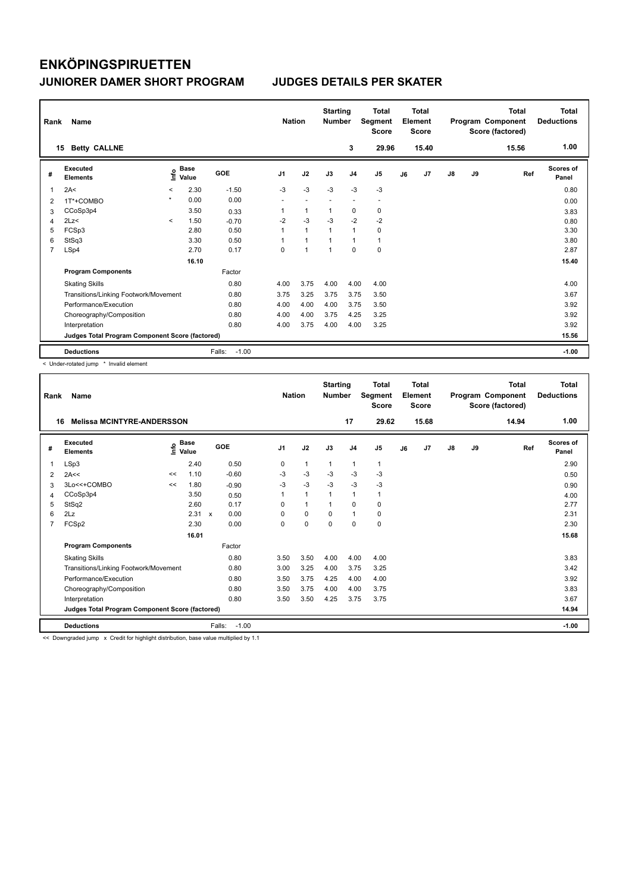# ENKÖPINGSPIRUETTEN

## JUNIORER DAMER SHORT PROGRAM

## JUDGES DETAILS PER SKATER

| Rank | Name | Nation | Starting Number | Total Segment Score | Total Element Score | Total Program Component Score (factored) | Total Deductions |
|---|---|---|---|---|---|---|---|
| 15 | Betty CALLNE | | 3 | 29.96 | 15.40 | 15.56 | 1.00 |

| # | Executed Elements | Info | Base Value | GOE | J1 | J2 | J3 | J4 | J5 | J6 | J7 | J8 | J9 | Ref | Scores of Panel |
|---|---|---|---|---|---|---|---|---|---|---|---|---|---|---|---|
| 1 | 2A< | < | 2.30 | -1.50 | -3 | -3 | -3 | -3 | -3 | | | | | | 0.80 |
| 2 | 1T*+COMBO | * | 0.00 | 0.00 | - | - | - | - | - | | | | | | 0.00 |
| 3 | CCoSp3p4 | | 3.50 | 0.33 | 1 | 1 | 1 | 0 | 0 | | | | | | 3.83 |
| 4 | 2Lz< | < | 1.50 | -0.70 | -2 | -3 | -3 | -2 | -2 | | | | | | 0.80 |
| 5 | FCSp3 | | 2.80 | 0.50 | 1 | 1 | 1 | 1 | 0 | | | | | | 3.30 |
| 6 | StSq3 | | 3.30 | 0.50 | 1 | 1 | 1 | 1 | 1 | | | | | | 3.80 |
| 7 | LSp4 | | 2.70 | 0.17 | 0 | 1 | 1 | 0 | 0 | | | | | | 2.87 |
| | | | 16.10 | | | | | | | | | | | | 15.40 |
| | **Program Components** | | | Factor | | | | | | | | | | | |
| | Skating Skills | | | 0.80 | 4.00 | 3.75 | 4.00 | 4.00 | 4.00 | | | | | | 4.00 |
| | Transitions/Linking Footwork/Movement | | | 0.80 | 3.75 | 3.25 | 3.75 | 3.75 | 3.50 | | | | | | 3.67 |
| | Performance/Execution | | | 0.80 | 4.00 | 4.00 | 4.00 | 3.75 | 3.50 | | | | | | 3.92 |
| | Choreography/Composition | | | 0.80 | 4.00 | 4.00 | 3.75 | 4.25 | 3.25 | | | | | | 3.92 |
| | Interpretation | | | 0.80 | 4.00 | 3.75 | 4.00 | 4.00 | 3.25 | | | | | | 3.92 |
| | **Judges Total Program Component Score (factored)** | | | | | | | | | | | | | | 15.56 |
| | **Deductions** | | | Falls: -1.00 | | | | | | | | | | | -1.00 |

< Under-rotated jump * Invalid element

| Rank | Name | Nation | Starting Number | Total Segment Score | Total Element Score | Total Program Component Score (factored) | Total Deductions |
|---|---|---|---|---|---|---|---|
| 16 | Melissa MCINTYRE-ANDERSSON | | 17 | 29.62 | 15.68 | 14.94 | 1.00 |

| # | Executed Elements | Info | Base Value | GOE | J1 | J2 | J3 | J4 | J5 | J6 | J7 | J8 | J9 | Ref | Scores of Panel |
|---|---|---|---|---|---|---|---|---|---|---|---|---|---|---|---|
| 1 | LSp3 | | 2.40 | 0.50 | 0 | 1 | 1 | 1 | 1 | | | | | | 2.90 |
| 2 | 2A<< | << | 1.10 | -0.60 | -3 | -3 | -3 | -3 | -3 | | | | | | 0.50 |
| 3 | 3Lo<<+COMBO | << | 1.80 | -0.90 | -3 | -3 | -3 | -3 | -3 | | | | | | 0.90 |
| 4 | CCoSp3p4 | | 3.50 | 0.50 | 1 | 1 | 1 | 1 | 1 | | | | | | 4.00 |
| 5 | StSq2 | | 2.60 | 0.17 | 0 | 1 | 1 | 0 | 0 | | | | | | 2.77 |
| 6 | 2Lz | | 2.31 x | 0.00 | 0 | 0 | 0 | 1 | 0 | | | | | | 2.31 |
| 7 | FCSp2 | | 2.30 | 0.00 | 0 | 0 | 0 | 0 | 0 | | | | | | 2.30 |
| | | | 16.01 | | | | | | | | | | | | 15.68 |
| | **Program Components** | | | Factor | | | | | | | | | | | |
| | Skating Skills | | | 0.80 | 3.50 | 3.50 | 4.00 | 4.00 | 4.00 | | | | | | 3.83 |
| | Transitions/Linking Footwork/Movement | | | 0.80 | 3.00 | 3.25 | 4.00 | 3.75 | 3.25 | | | | | | 3.42 |
| | Performance/Execution | | | 0.80 | 3.50 | 3.75 | 4.25 | 4.00 | 4.00 | | | | | | 3.92 |
| | Choreography/Composition | | | 0.80 | 3.50 | 3.75 | 4.00 | 4.00 | 3.75 | | | | | | 3.83 |
| | Interpretation | | | 0.80 | 3.50 | 3.50 | 4.25 | 3.75 | 3.75 | | | | | | 3.67 |
| | **Judges Total Program Component Score (factored)** | | | | | | | | | | | | | | 14.94 |
| | **Deductions** | | | Falls: -1.00 | | | | | | | | | | | -1.00 |

<< Downgraded jump x Credit for highlight distribution, base value multiplied by 1.1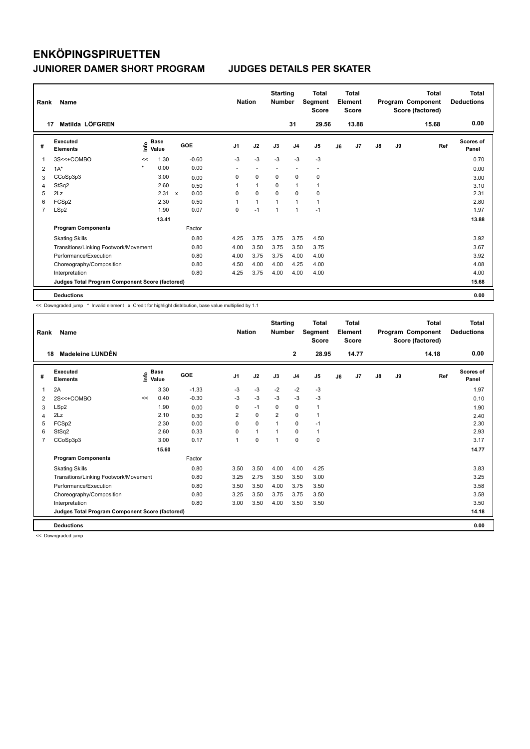# ENKÖPINGSPIRUETTEN

## JUNIORER DAMER SHORT PROGRAM

## JUDGES DETAILS PER SKATER

| Rank | Name | Nation | Starting Number | Total Segment Score | Total Element Score | Total Program Component Score (factored) | Total Deductions |
|---|---|---|---|---|---|---|---|
| 17 | Matilda LÖFGREN | | 31 | 29.56 | 13.88 | 15.68 | 0.00 |

| # | Executed Elements | Info | Base Value | | GOE | J1 | J2 | J3 | J4 | J5 | J6 | J7 | J8 | J9 | Ref | Scores of Panel |
|---|---|---|---|---|---|---|---|---|---|---|---|---|---|---|---|---|
| 1 | 3S<<+COMBO | << | 1.30 | | -0.60 | -3 | -3 | -3 | -3 | -3 | | | | | | 0.70 |
| 2 | 1A* | * | 0.00 | | 0.00 | - | - | - | - | - | | | | | | 0.00 |
| 3 | CCoSp3p3 | | 3.00 | | 0.00 | 0 | 0 | 0 | 0 | 0 | | | | | | 3.00 |
| 4 | StSq2 | | 2.60 | | 0.50 | 1 | 1 | 0 | 1 | 1 | | | | | | 3.10 |
| 5 | 2Lz | | 2.31 | x | 0.00 | 0 | 0 | 0 | 0 | 0 | | | | | | 2.31 |
| 6 | FCSp2 | | 2.30 | | 0.50 | 1 | 1 | 1 | 1 | 1 | | | | | | 2.80 |
| 7 | LSp2 | | 1.90 | | 0.07 | 0 | -1 | 1 | 1 | -1 | | | | | | 1.97 |
| | | | 13.41 | | | | | | | | | | | | | 13.88 |
| | **Program Components** | | | | Factor | | | | | | | | | | | |
| | Skating Skills | | | | 0.80 | 4.25 | 3.75 | 3.75 | 3.75 | 4.50 | | | | | | 3.92 |
| | Transitions/Linking Footwork/Movement | | | | 0.80 | 4.00 | 3.50 | 3.75 | 3.50 | 3.75 | | | | | | 3.67 |
| | Performance/Execution | | | | 0.80 | 4.00 | 3.75 | 3.75 | 4.00 | 4.00 | | | | | | 3.92 |
| | Choreography/Composition | | | | 0.80 | 4.50 | 4.00 | 4.00 | 4.25 | 4.00 | | | | | | 4.08 |
| | Interpretation | | | | 0.80 | 4.25 | 3.75 | 4.00 | 4.00 | 4.00 | | | | | | 4.00 |
| | **Judges Total Program Component Score (factored)** | | | | | | | | | | | | | | | 15.68 |
| | **Deductions** | | | | | | | | | | | | | | | 0.00 |

<< Downgraded jump * Invalid element x Credit for highlight distribution, base value multiplied by 1.1

| Rank | Name | Nation | Starting Number | Total Segment Score | Total Element Score | Total Program Component Score (factored) | Total Deductions |
|---|---|---|---|---|---|---|---|
| 18 | Madeleine LUNDÉN | | 2 | 28.95 | 14.77 | 14.18 | 0.00 |

| # | Executed Elements | Info | Base Value | GOE | J1 | J2 | J3 | J4 | J5 | J6 | J7 | J8 | J9 | Ref | Scores of Panel |
|---|---|---|---|---|---|---|---|---|---|---|---|---|---|---|---|
| 1 | 2A | | 3.30 | -1.33 | -3 | -3 | -2 | -2 | -3 | | | | | | 1.97 |
| 2 | 2S<<+COMBO | << | 0.40 | -0.30 | -3 | -3 | -3 | -3 | -3 | | | | | | 0.10 |
| 3 | LSp2 | | 1.90 | 0.00 | 0 | -1 | 0 | 0 | 1 | | | | | | 1.90 |
| 4 | 2Lz | | 2.10 | 0.30 | 2 | 0 | 2 | 0 | 1 | | | | | | 2.40 |
| 5 | FCSp2 | | 2.30 | 0.00 | 0 | 0 | 1 | 0 | -1 | | | | | | 2.30 |
| 6 | StSq2 | | 2.60 | 0.33 | 0 | 1 | 1 | 0 | 1 | | | | | | 2.93 |
| 7 | CCoSp3p3 | | 3.00 | 0.17 | 1 | 0 | 1 | 0 | 0 | | | | | | 3.17 |
| | | | 15.60 | | | | | | | | | | | | 14.77 |
| | **Program Components** | | | Factor | | | | | | | | | | | |
| | Skating Skills | | | 0.80 | 3.50 | 3.50 | 4.00 | 4.00 | 4.25 | | | | | | 3.83 |
| | Transitions/Linking Footwork/Movement | | | 0.80 | 3.25 | 2.75 | 3.50 | 3.50 | 3.00 | | | | | | 3.25 |
| | Performance/Execution | | | 0.80 | 3.50 | 3.50 | 4.00 | 3.75 | 3.50 | | | | | | 3.58 |
| | Choreography/Composition | | | 0.80 | 3.25 | 3.50 | 3.75 | 3.75 | 3.50 | | | | | | 3.58 |
| | Interpretation | | | 0.80 | 3.00 | 3.50 | 4.00 | 3.50 | 3.50 | | | | | | 3.50 |
| | **Judges Total Program Component Score (factored)** | | | | | | | | | | | | | | 14.18 |
| | **Deductions** | | | | | | | | | | | | | | 0.00 |

<< Downgraded jump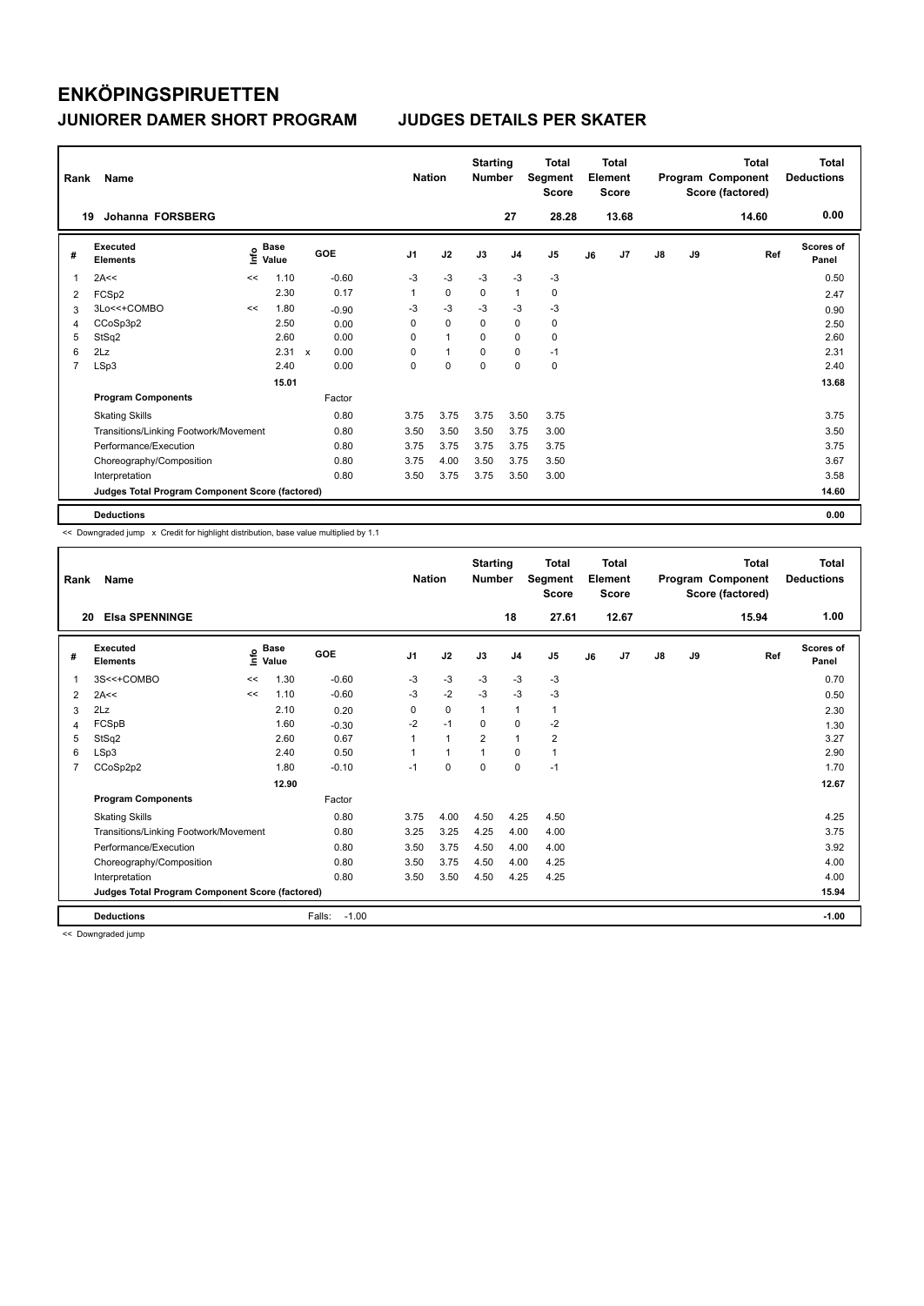# ENKÖPINGSPIRUETTEN

## JUNIORER DAMER SHORT PROGRAM

## JUDGES DETAILS PER SKATER

| Rank | Name | Nation | Starting Number | Total Segment Score | Total Element Score | Total Program Component Score (factored) | Total Deductions |
|---|---|---|---|---|---|---|---|
| 19 | Johanna FORSBERG | | 27 | 28.28 | 13.68 | 14.60 | 0.00 |

| # | Executed Elements | Info | Base Value | | GOE | J1 | J2 | J3 | J4 | J5 | J6 | J7 | J8 | J9 | Ref | Scores of Panel |
|---|---|---|---|---|---|---|---|---|---|---|---|---|---|---|---|---|
| 1 | 2A<< | << | 1.10 | | -0.60 | -3 | -3 | -3 | -3 | -3 | | | | | | 0.50 |
| 2 | FCSp2 | | 2.30 | | 0.17 | 1 | 0 | 0 | 1 | 0 | | | | | | 2.47 |
| 3 | 3Lo<<+COMBO | << | 1.80 | | -0.90 | -3 | -3 | -3 | -3 | -3 | | | | | | 0.90 |
| 4 | CCoSp3p2 | | 2.50 | | 0.00 | 0 | 0 | 0 | 0 | 0 | | | | | | 2.50 |
| 5 | StSq2 | | 2.60 | | 0.00 | 0 | 1 | 0 | 0 | 0 | | | | | | 2.60 |
| 6 | 2Lz | | 2.31 | x | 0.00 | 0 | 1 | 0 | 0 | -1 | | | | | | 2.31 |
| 7 | LSp3 | | 2.40 | | 0.00 | 0 | 0 | 0 | 0 | 0 | | | | | | 2.40 |
| | | | 15.01 | | | | | | | | | | | | | 13.68 |
| | **Program Components** | | | | Factor | | | | | | | | | | | |
| | Skating Skills | | | | 0.80 | 3.75 | 3.75 | 3.75 | 3.50 | 3.75 | | | | | | 3.75 |
| | Transitions/Linking Footwork/Movement | | | | 0.80 | 3.50 | 3.50 | 3.50 | 3.75 | 3.00 | | | | | | 3.50 |
| | Performance/Execution | | | | 0.80 | 3.75 | 3.75 | 3.75 | 3.75 | 3.75 | | | | | | 3.75 |
| | Choreography/Composition | | | | 0.80 | 3.75 | 4.00 | 3.50 | 3.75 | 3.50 | | | | | | 3.67 |
| | Interpretation | | | | 0.80 | 3.50 | 3.75 | 3.75 | 3.50 | 3.00 | | | | | | 3.58 |
| | **Judges Total Program Component Score (factored)** | | | | | | | | | | | | | | | 14.60 |
| | **Deductions** | | | | | | | | | | | | | | | 0.00 |

<< Downgraded jump x Credit for highlight distribution, base value multiplied by 1.1

| Rank | Name | Nation | Starting Number | Total Segment Score | Total Element Score | Total Program Component Score (factored) | Total Deductions |
|---|---|---|---|---|---|---|---|
| 20 | Elsa SPENNINGE | | 18 | 27.61 | 12.67 | 15.94 | 1.00 |

| # | Executed Elements | Info | Base Value | GOE | J1 | J2 | J3 | J4 | J5 | J6 | J7 | J8 | J9 | Ref | Scores of Panel |
|---|---|---|---|---|---|---|---|---|---|---|---|---|---|---|---|
| 1 | 3S<<+COMBO | << | 1.30 | -0.60 | -3 | -3 | -3 | -3 | -3 | | | | | | 0.70 |
| 2 | 2A<< | << | 1.10 | -0.60 | -3 | -2 | -3 | -3 | -3 | | | | | | 0.50 |
| 3 | 2Lz | | 2.10 | 0.20 | 0 | 0 | 1 | 1 | 1 | | | | | | 2.30 |
| 4 | FCSpB | | 1.60 | -0.30 | -2 | -1 | 0 | 0 | -2 | | | | | | 1.30 |
| 5 | StSq2 | | 2.60 | 0.67 | 1 | 1 | 2 | 1 | 2 | | | | | | 3.27 |
| 6 | LSp3 | | 2.40 | 0.50 | 1 | 1 | 1 | 0 | 1 | | | | | | 2.90 |
| 7 | CCoSp2p2 | | 1.80 | -0.10 | -1 | 0 | 0 | 0 | -1 | | | | | | 1.70 |
| | | | 12.90 | | | | | | | | | | | | 12.67 |
| | **Program Components** | | | Factor | | | | | | | | | | | |
| | Skating Skills | | | 0.80 | 3.75 | 4.00 | 4.50 | 4.25 | 4.50 | | | | | | 4.25 |
| | Transitions/Linking Footwork/Movement | | | 0.80 | 3.25 | 3.25 | 4.25 | 4.00 | 4.00 | | | | | | 3.75 |
| | Performance/Execution | | | 0.80 | 3.50 | 3.75 | 4.50 | 4.00 | 4.00 | | | | | | 3.92 |
| | Choreography/Composition | | | 0.80 | 3.50 | 3.75 | 4.50 | 4.00 | 4.25 | | | | | | 4.00 |
| | Interpretation | | | 0.80 | 3.50 | 3.50 | 4.50 | 4.25 | 4.25 | | | | | | 4.00 |
| | **Judges Total Program Component Score (factored)** | | | | | | | | | | | | | | 15.94 |
| | **Deductions** | | | Falls: -1.00 | | | | | | | | | | | -1.00 |

<< Downgraded jump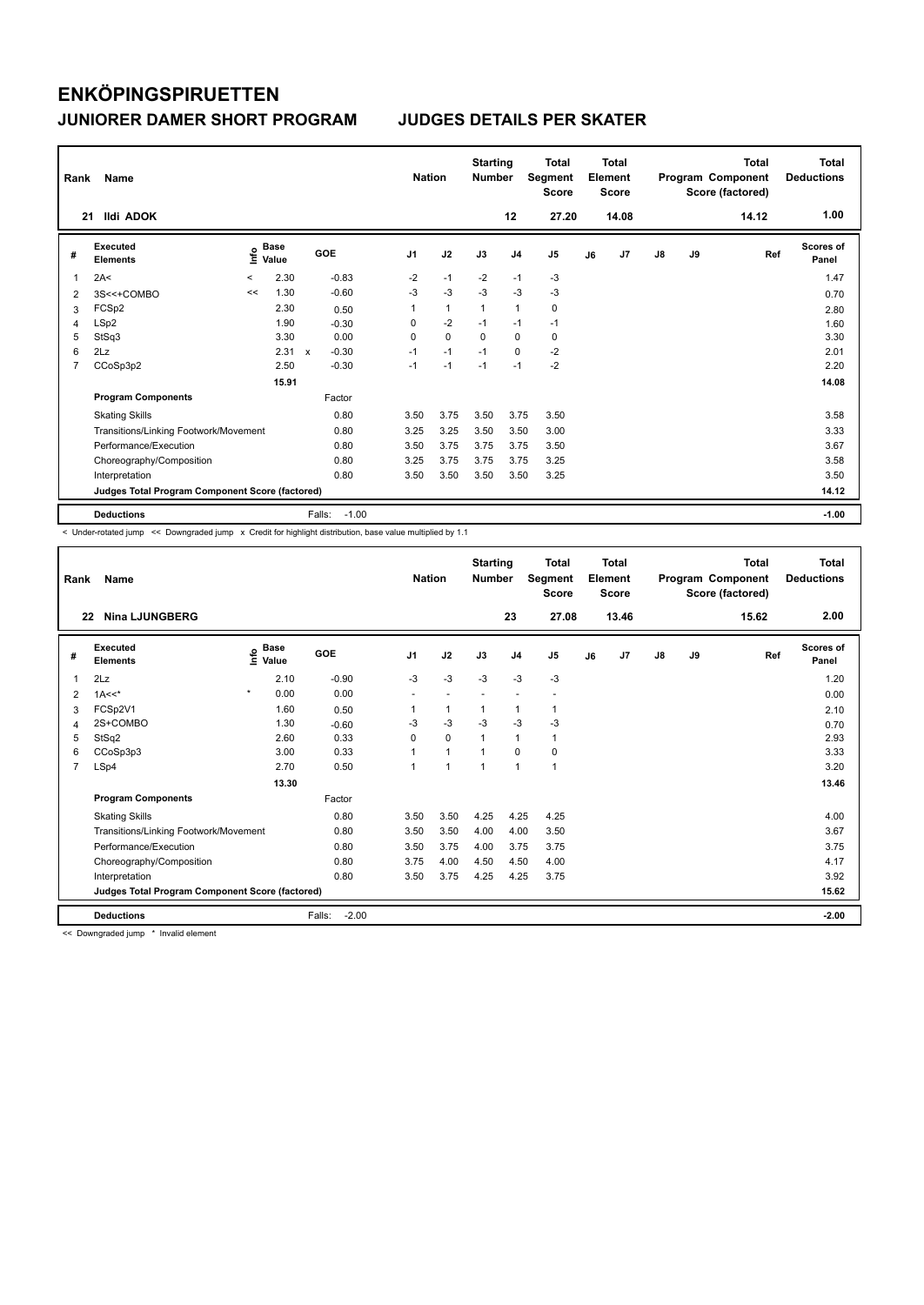# ENKÖPINGSPIRUETTEN

## JUNIORER DAMER SHORT PROGRAM JUDGES DETAILS PER SKATER

| Rank | Name | Nation | Starting Number | Total Segment Score | Total Element Score | Total Program Component Score (factored) | Total Deductions |
|---|---|---|---|---|---|---|---|
| 21 | Ildi ADOK | | 12 | 27.20 | 14.08 | 14.12 | 1.00 |

| # | Executed Elements | Info | Base Value | | GOE | J1 | J2 | J3 | J4 | J5 | J6 | J7 | J8 | J9 | Ref | Scores of Panel |
|---|---|---|---|---|---|---|---|---|---|---|---|---|---|---|---|---|
| 1 | 2A< | < | 2.30 | | -0.83 | -2 | -1 | -2 | -1 | -3 | | | | | | 1.47 |
| 2 | 3S<<+COMBO | << | 1.30 | | -0.60 | -3 | -3 | -3 | -3 | -3 | | | | | | 0.70 |
| 3 | FCSp2 | | 2.30 | | 0.50 | 1 | 1 | 1 | 1 | 0 | | | | | | 2.80 |
| 4 | LSp2 | | 1.90 | | -0.30 | 0 | -2 | -1 | -1 | -1 | | | | | | 1.60 |
| 5 | StSq3 | | 3.30 | | 0.00 | 0 | 0 | 0 | 0 | 0 | | | | | | 3.30 |
| 6 | 2Lz | | 2.31 | x | -0.30 | -1 | -1 | -1 | 0 | -2 | | | | | | 2.01 |
| 7 | CCoSp3p2 | | 2.50 | | -0.30 | -1 | -1 | -1 | -1 | -2 | | | | | | 2.20 |
| | | | 15.91 | | | | | | | | | | | | | 14.08 |
| | **Program Components** | | | | Factor | | | | | | | | | | | |
| | Skating Skills | | | | 0.80 | 3.50 | 3.75 | 3.50 | 3.75 | 3.50 | | | | | | 3.58 |
| | Transitions/Linking Footwork/Movement | | | | 0.80 | 3.25 | 3.25 | 3.50 | 3.50 | 3.00 | | | | | | 3.33 |
| | Performance/Execution | | | | 0.80 | 3.50 | 3.75 | 3.75 | 3.75 | 3.50 | | | | | | 3.67 |
| | Choreography/Composition | | | | 0.80 | 3.25 | 3.75 | 3.75 | 3.75 | 3.25 | | | | | | 3.58 |
| | Interpretation | | | | 0.80 | 3.50 | 3.50 | 3.50 | 3.50 | 3.25 | | | | | | 3.50 |
| | **Judges Total Program Component Score (factored)** | | | | | | | | | | | | | | | 14.12 |
| | **Deductions** | | | | Falls: -1.00 | | | | | | | | | | | -1.00 |

< Under-rotated jump << Downgraded jump x Credit for highlight distribution, base value multiplied by 1.1

| Rank | Name | Nation | Starting Number | Total Segment Score | Total Element Score | Total Program Component Score (factored) | Total Deductions |
|---|---|---|---|---|---|---|---|
| 22 | Nina LJUNGBERG | | 23 | 27.08 | 13.46 | 15.62 | 2.00 |

| # | Executed Elements | Info | Base Value | GOE | J1 | J2 | J3 | J4 | J5 | J6 | J7 | J8 | J9 | Ref | Scores of Panel |
|---|---|---|---|---|---|---|---|---|---|---|---|---|---|---|---|
| 1 | 2Lz | | 2.10 | -0.90 | -3 | -3 | -3 | -3 | -3 | | | | | | 1.20 |
| 2 | 1A<<* | * | 0.00 | 0.00 | - | - | - | - | - | | | | | | 0.00 |
| 3 | FCSp2V1 | | 1.60 | 0.50 | 1 | 1 | 1 | 1 | 1 | | | | | | 2.10 |
| 4 | 2S+COMBO | | 1.30 | -0.60 | -3 | -3 | -3 | -3 | -3 | | | | | | 0.70 |
| 5 | StSq2 | | 2.60 | 0.33 | 0 | 0 | 1 | 1 | 1 | | | | | | 2.93 |
| 6 | CCoSp3p3 | | 3.00 | 0.33 | 1 | 1 | 1 | 0 | 0 | | | | | | 3.33 |
| 7 | LSp4 | | 2.70 | 0.50 | 1 | 1 | 1 | 1 | 1 | | | | | | 3.20 |
| | | | 13.30 | | | | | | | | | | | | 13.46 |
| | **Program Components** | | | Factor | | | | | | | | | | | |
| | Skating Skills | | | 0.80 | 3.50 | 3.50 | 4.25 | 4.25 | 4.25 | | | | | | 4.00 |
| | Transitions/Linking Footwork/Movement | | | 0.80 | 3.50 | 3.50 | 4.00 | 4.00 | 3.50 | | | | | | 3.67 |
| | Performance/Execution | | | 0.80 | 3.50 | 3.75 | 4.00 | 3.75 | 3.75 | | | | | | 3.75 |
| | Choreography/Composition | | | 0.80 | 3.75 | 4.00 | 4.50 | 4.50 | 4.00 | | | | | | 4.17 |
| | Interpretation | | | 0.80 | 3.50 | 3.75 | 4.25 | 4.25 | 3.75 | | | | | | 3.92 |
| | **Judges Total Program Component Score (factored)** | | | | | | | | | | | | | | 15.62 |
| | **Deductions** | | | Falls: -2.00 | | | | | | | | | | | -2.00 |

<< Downgraded jump * Invalid element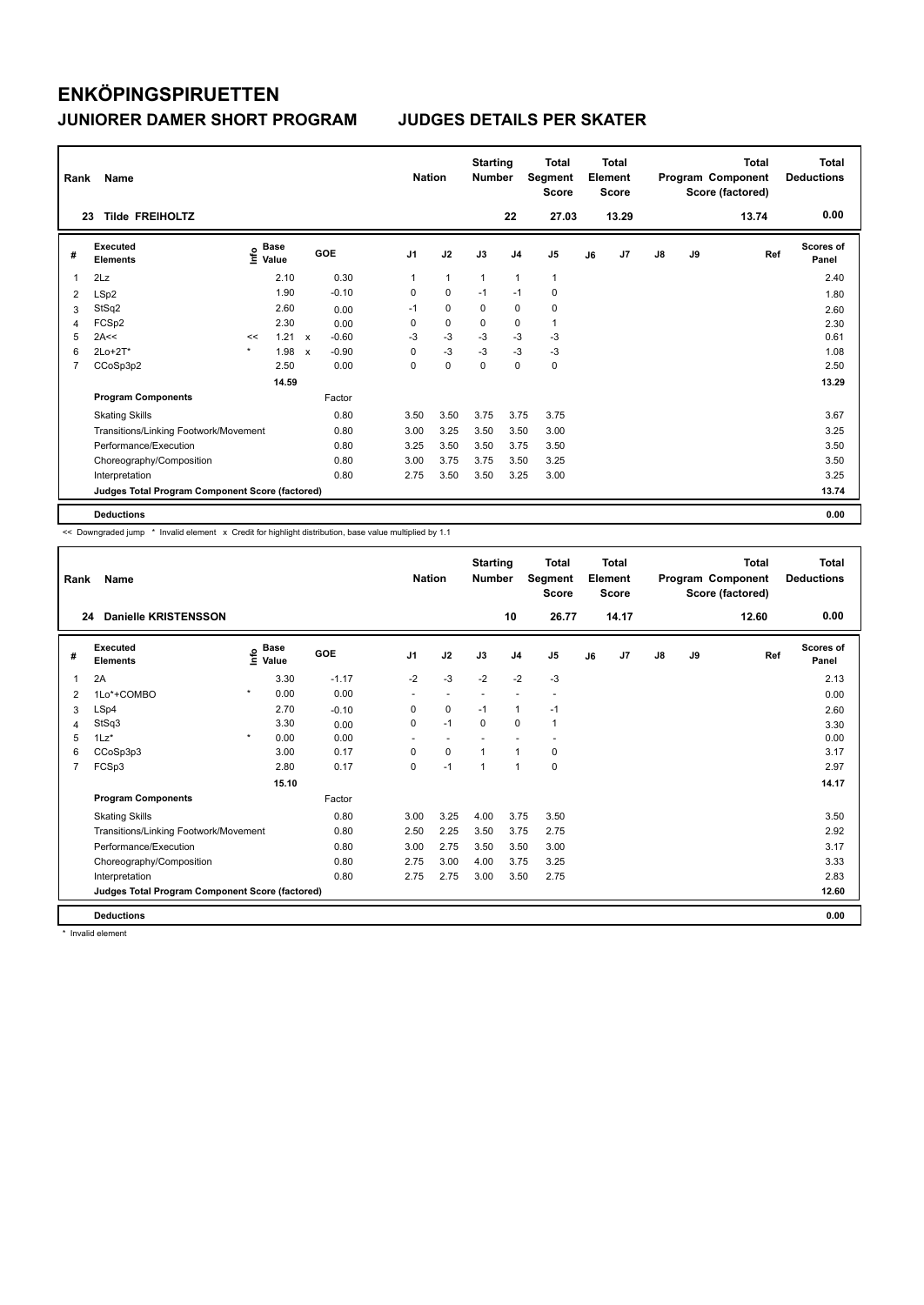# ENKÖPINGSPIRUETTEN

## JUNIORER DAMER SHORT PROGRAM — JUDGES DETAILS PER SKATER

| Rank | Name | Nation | Starting Number | Total Segment Score | Total Element Score | Total Program Component Score (factored) | Total Deductions |
|---|---|---|---|---|---|---|---|
| 23 | Tilde FREIHOLTZ | | 22 | 27.03 | 13.29 | 13.74 | 0.00 |

| # | Executed Elements | Info | Base Value | | GOE | J1 | J2 | J3 | J4 | J5 | J6 | J7 | J8 | J9 | Ref | Scores of Panel |
|---|---|---|---|---|---|---|---|---|---|---|---|---|---|---|---|---|
| 1 | 2Lz | | 2.10 | | 0.30 | 1 | 1 | 1 | 1 | 1 | | | | | | 2.40 |
| 2 | LSp2 | | 1.90 | | -0.10 | 0 | 0 | -1 | -1 | 0 | | | | | | 1.80 |
| 3 | StSq2 | | 2.60 | | 0.00 | -1 | 0 | 0 | 0 | 0 | | | | | | 2.60 |
| 4 | FCSp2 | | 2.30 | | 0.00 | 0 | 0 | 0 | 0 | 1 | | | | | | 2.30 |
| 5 | 2A<< | << | 1.21 | x | -0.60 | -3 | -3 | -3 | -3 | -3 | | | | | | 0.61 |
| 6 | 2Lo+2T* | * | 1.98 | x | -0.90 | 0 | -3 | -3 | -3 | -3 | | | | | | 1.08 |
| 7 | CCoSp3p2 | | 2.50 | | 0.00 | 0 | 0 | 0 | 0 | 0 | | | | | | 2.50 |
| | | | 14.59 | | | | | | | | | | | | | 13.29 |
| | **Program Components** | | | | Factor | | | | | | | | | | | |
| | Skating Skills | | | | 0.80 | 3.50 | 3.50 | 3.75 | 3.75 | 3.75 | | | | | | 3.67 |
| | Transitions/Linking Footwork/Movement | | | | 0.80 | 3.00 | 3.25 | 3.50 | 3.50 | 3.00 | | | | | | 3.25 |
| | Performance/Execution | | | | 0.80 | 3.25 | 3.50 | 3.50 | 3.75 | 3.50 | | | | | | 3.50 |
| | Choreography/Composition | | | | 0.80 | 3.00 | 3.75 | 3.75 | 3.50 | 3.25 | | | | | | 3.50 |
| | Interpretation | | | | 0.80 | 2.75 | 3.50 | 3.50 | 3.25 | 3.00 | | | | | | 3.25 |
| | Judges Total Program Component Score (factored) | | | | | | | | | | | | | | | 13.74 |
| | **Deductions** | | | | | | | | | | | | | | | 0.00 |

<< Downgraded jump * Invalid element x Credit for highlight distribution, base value multiplied by 1.1

| Rank | Name | Nation | Starting Number | Total Segment Score | Total Element Score | Total Program Component Score (factored) | Total Deductions |
|---|---|---|---|---|---|---|---|
| 24 | Danielle KRISTENSSON | | 10 | 26.77 | 14.17 | 12.60 | 0.00 |

| # | Executed Elements | Info | Base Value | GOE | J1 | J2 | J3 | J4 | J5 | J6 | J7 | J8 | J9 | Ref | Scores of Panel |
|---|---|---|---|---|---|---|---|---|---|---|---|---|---|---|---|
| 1 | 2A | | 3.30 | -1.17 | -2 | -3 | -2 | -2 | -3 | | | | | | 2.13 |
| 2 | 1Lo*+COMBO | * | 0.00 | 0.00 | - | - | - | - | - | | | | | | 0.00 |
| 3 | LSp4 | | 2.70 | -0.10 | 0 | 0 | -1 | 1 | -1 | | | | | | 2.60 |
| 4 | StSq3 | | 3.30 | 0.00 | 0 | -1 | 0 | 0 | 1 | | | | | | 3.30 |
| 5 | 1Lz* | * | 0.00 | 0.00 | - | - | - | - | - | | | | | | 0.00 |
| 6 | CCoSp3p3 | | 3.00 | 0.17 | 0 | 0 | 1 | 1 | 0 | | | | | | 3.17 |
| 7 | FCSp3 | | 2.80 | 0.17 | 0 | -1 | 1 | 1 | 0 | | | | | | 2.97 |
| | | | 15.10 | | | | | | | | | | | | 14.17 |
| | **Program Components** | | | Factor | | | | | | | | | | | |
| | Skating Skills | | | 0.80 | 3.00 | 3.25 | 4.00 | 3.75 | 3.50 | | | | | | 3.50 |
| | Transitions/Linking Footwork/Movement | | | 0.80 | 2.50 | 2.25 | 3.50 | 3.75 | 2.75 | | | | | | 2.92 |
| | Performance/Execution | | | 0.80 | 3.00 | 2.75 | 3.50 | 3.50 | 3.00 | | | | | | 3.17 |
| | Choreography/Composition | | | 0.80 | 2.75 | 3.00 | 4.00 | 3.75 | 3.25 | | | | | | 3.33 |
| | Interpretation | | | 0.80 | 2.75 | 2.75 | 3.00 | 3.50 | 2.75 | | | | | | 2.83 |
| | Judges Total Program Component Score (factored) | | | | | | | | | | | | | | 12.60 |
| | **Deductions** | | | | | | | | | | | | | | 0.00 |

\* Invalid element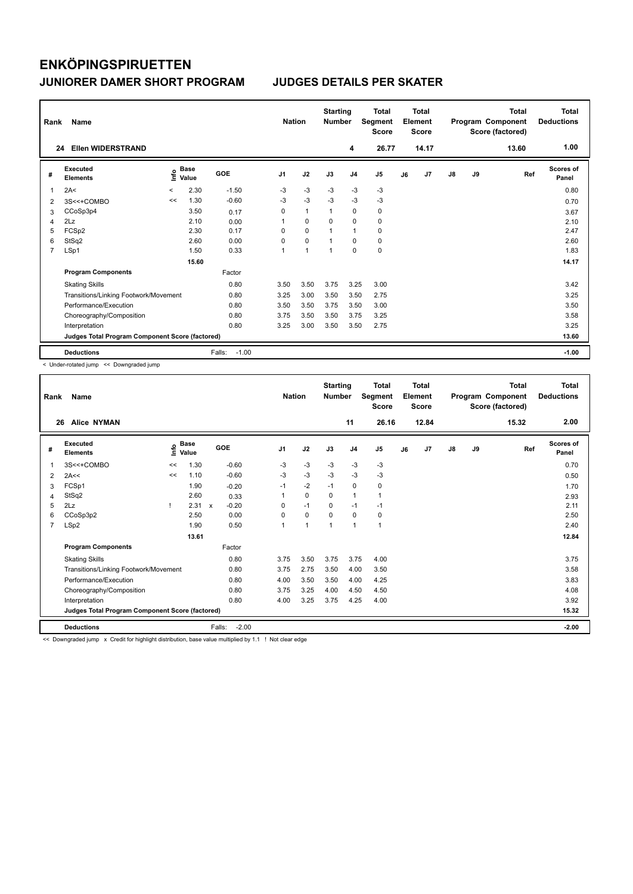# ENKÖPINGSPIRUETTEN

## JUNIORER DAMER SHORT PROGRAM — JUDGES DETAILS PER SKATER

| Rank | Name | Nation | Starting Number | Total Segment Score | Total Element Score | Total Program Component Score (factored) | Total Deductions |
|---|---|---|---|---|---|---|---|
| 24 | Ellen WIDERSTRAND | | 4 | 26.77 | 14.17 | 13.60 | 1.00 |

| # | Executed Elements | Info | Base Value | | GOE | J1 | J2 | J3 | J4 | J5 | J6 | J7 | J8 | J9 | Ref | Scores of Panel |
|---|---|---|---|---|---|---|---|---|---|---|---|---|---|---|---|---|
| 1 | 2A< | < | 2.30 | | -1.50 | -3 | -3 | -3 | -3 | -3 | | | | | | 0.80 |
| 2 | 3S<<+COMBO | << | 1.30 | | -0.60 | -3 | -3 | -3 | -3 | -3 | | | | | | 0.70 |
| 3 | CCoSp3p4 | | 3.50 | | 0.17 | 0 | 1 | 1 | 0 | 0 | | | | | | 3.67 |
| 4 | 2Lz | | 2.10 | | 0.00 | 1 | 0 | 0 | 0 | 0 | | | | | | 2.10 |
| 5 | FCSp2 | | 2.30 | | 0.17 | 0 | 0 | 1 | 1 | 0 | | | | | | 2.47 |
| 6 | StSq2 | | 2.60 | | 0.00 | 0 | 0 | 1 | 0 | 0 | | | | | | 2.60 |
| 7 | LSp1 | | 1.50 | | 0.33 | 1 | 1 | 1 | 0 | 0 | | | | | | 1.83 |
| | | | 15.60 | | | | | | | | | | | | | 14.17 |
| | **Program Components** | | | | Factor | | | | | | | | | | | |
| | Skating Skills | | | | 0.80 | 3.50 | 3.50 | 3.75 | 3.25 | 3.00 | | | | | | 3.42 |
| | Transitions/Linking Footwork/Movement | | | | 0.80 | 3.25 | 3.00 | 3.50 | 3.50 | 2.75 | | | | | | 3.25 |
| | Performance/Execution | | | | 0.80 | 3.50 | 3.50 | 3.75 | 3.50 | 3.00 | | | | | | 3.50 |
| | Choreography/Composition | | | | 0.80 | 3.75 | 3.50 | 3.50 | 3.75 | 3.25 | | | | | | 3.58 |
| | Interpretation | | | | 0.80 | 3.25 | 3.00 | 3.50 | 3.50 | 2.75 | | | | | | 3.25 |
| | Judges Total Program Component Score (factored) | | | | | | | | | | | | | | | 13.60 |
| | **Deductions** | | | | Falls: -1.00 | | | | | | | | | | | -1.00 |

< Under-rotated jump << Downgraded jump

| Rank | Name | Nation | Starting Number | Total Segment Score | Total Element Score | Total Program Component Score (factored) | Total Deductions |
|---|---|---|---|---|---|---|---|
| 26 | Alice NYMAN | | 11 | 26.16 | 12.84 | 15.32 | 2.00 |

| # | Executed Elements | Info | Base Value | | GOE | J1 | J2 | J3 | J4 | J5 | J6 | J7 | J8 | J9 | Ref | Scores of Panel |
|---|---|---|---|---|---|---|---|---|---|---|---|---|---|---|---|---|
| 1 | 3S<<+COMBO | << | 1.30 | | -0.60 | -3 | -3 | -3 | -3 | -3 | | | | | | 0.70 |
| 2 | 2A<< | << | 1.10 | | -0.60 | -3 | -3 | -3 | -3 | -3 | | | | | | 0.50 |
| 3 | FCSp1 | | 1.90 | | -0.20 | -1 | -2 | -1 | 0 | 0 | | | | | | 1.70 |
| 4 | StSq2 | | 2.60 | | 0.33 | 1 | 0 | 0 | 1 | 1 | | | | | | 2.93 |
| 5 | 2Lz | ! | 2.31 | x | -0.20 | 0 | -1 | 0 | -1 | -1 | | | | | | 2.11 |
| 6 | CCoSp3p2 | | 2.50 | | 0.00 | 0 | 0 | 0 | 0 | 0 | | | | | | 2.50 |
| 7 | LSp2 | | 1.90 | | 0.50 | 1 | 1 | 1 | 1 | 1 | | | | | | 2.40 |
| | | | 13.61 | | | | | | | | | | | | | 12.84 |
| | **Program Components** | | | | Factor | | | | | | | | | | | |
| | Skating Skills | | | | 0.80 | 3.75 | 3.50 | 3.75 | 3.75 | 4.00 | | | | | | 3.75 |
| | Transitions/Linking Footwork/Movement | | | | 0.80 | 3.75 | 2.75 | 3.50 | 4.00 | 3.50 | | | | | | 3.58 |
| | Performance/Execution | | | | 0.80 | 4.00 | 3.50 | 3.50 | 4.00 | 4.25 | | | | | | 3.83 |
| | Choreography/Composition | | | | 0.80 | 3.75 | 3.25 | 4.00 | 4.50 | 4.50 | | | | | | 4.08 |
| | Interpretation | | | | 0.80 | 4.00 | 3.25 | 3.75 | 4.25 | 4.00 | | | | | | 3.92 |
| | Judges Total Program Component Score (factored) | | | | | | | | | | | | | | | 15.32 |
| | **Deductions** | | | | Falls: -2.00 | | | | | | | | | | | -2.00 |

<< Downgraded jump x Credit for highlight distribution, base value multiplied by 1.1 ! Not clear edge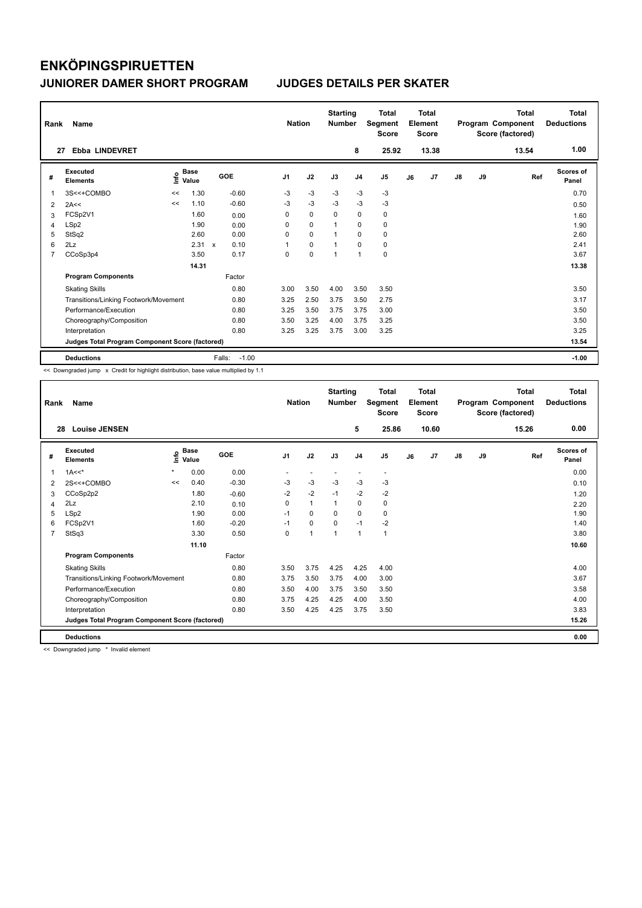# ENKÖPINGSPIRUETTEN

## JUNIORER DAMER SHORT PROGRAM — JUDGES DETAILS PER SKATER

| Rank | Name | Nation | Starting Number | Total Segment Score | Total Element Score | Total Program Component Score (factored) | Total Deductions |
|---|---|---|---|---|---|---|---|
| 27 | Ebba LINDEVRET | | 8 | 25.92 | 13.38 | 13.54 | 1.00 |

| # | Executed Elements | Info | Base Value | | GOE | J1 | J2 | J3 | J4 | J5 | J6 | J7 | J8 | J9 | Ref | Scores of Panel |
|---|---|---|---|---|---|---|---|---|---|---|---|---|---|---|---|---|
| 1 | 3S<<+COMBO | << | 1.30 | | -0.60 | -3 | -3 | -3 | -3 | -3 | | | | | | 0.70 |
| 2 | 2A<< | << | 1.10 | | -0.60 | -3 | -3 | -3 | -3 | -3 | | | | | | 0.50 |
| 3 | FCSp2V1 | | 1.60 | | 0.00 | 0 | 0 | 0 | 0 | 0 | | | | | | 1.60 |
| 4 | LSp2 | | 1.90 | | 0.00 | 0 | 0 | 1 | 0 | 0 | | | | | | 1.90 |
| 5 | StSq2 | | 2.60 | | 0.00 | 0 | 0 | 1 | 0 | 0 | | | | | | 2.60 |
| 6 | 2Lz | | 2.31 | x | 0.10 | 1 | 0 | 1 | 0 | 0 | | | | | | 2.41 |
| 7 | CCoSp3p4 | | 3.50 | | 0.17 | 0 | 0 | 1 | 1 | 0 | | | | | | 3.67 |
| | | | 14.31 | | | | | | | | | | | | | 13.38 |

| Program Components | Factor | J1 | J2 | J3 | J4 | J5 | J6 | J7 | J8 | J9 | Scores of Panel |
|---|---|---|---|---|---|---|---|---|---|---|---|
| Skating Skills | 0.80 | 3.00 | 3.50 | 4.00 | 3.50 | 3.50 | | | | | 3.50 |
| Transitions/Linking Footwork/Movement | 0.80 | 3.25 | 2.50 | 3.75 | 3.50 | 2.75 | | | | | 3.17 |
| Performance/Execution | 0.80 | 3.25 | 3.50 | 3.75 | 3.75 | 3.00 | | | | | 3.50 |
| Choreography/Composition | 0.80 | 3.50 | 3.25 | 4.00 | 3.75 | 3.25 | | | | | 3.50 |
| Interpretation | 0.80 | 3.25 | 3.25 | 3.75 | 3.00 | 3.25 | | | | | 3.25 |
| Judges Total Program Component Score (factored) | | | | | | | | | | | 13.54 |

| Deductions | Falls: | -1.00 | -1.00 |
|---|---|---|---|

<< Downgraded jump x Credit for highlight distribution, base value multiplied by 1.1

| Rank | Name | Nation | Starting Number | Total Segment Score | Total Element Score | Total Program Component Score (factored) | Total Deductions |
|---|---|---|---|---|---|---|---|
| 28 | Louise JENSEN | | 5 | 25.86 | 10.60 | 15.26 | 0.00 |

| # | Executed Elements | Info | Base Value | GOE | J1 | J2 | J3 | J4 | J5 | J6 | J7 | J8 | J9 | Ref | Scores of Panel |
|---|---|---|---|---|---|---|---|---|---|---|---|---|---|---|---|
| 1 | 1A<<* | * | 0.00 | 0.00 | - | - | - | - | - | | | | | | 0.00 |
| 2 | 2S<<+COMBO | << | 0.40 | -0.30 | -3 | -3 | -3 | -3 | -3 | | | | | | 0.10 |
| 3 | CCoSp2p2 | | 1.80 | -0.60 | -2 | -2 | -1 | -2 | -2 | | | | | | 1.20 |
| 4 | 2Lz | | 2.10 | 0.10 | 0 | 1 | 1 | 0 | 0 | | | | | | 2.20 |
| 5 | LSp2 | | 1.90 | 0.00 | -1 | 0 | 0 | 0 | 0 | | | | | | 1.90 |
| 6 | FCSp2V1 | | 1.60 | -0.20 | -1 | 0 | 0 | -1 | -2 | | | | | | 1.40 |
| 7 | StSq3 | | 3.30 | 0.50 | 0 | 1 | 1 | 1 | 1 | | | | | | 3.80 |
| | | | 11.10 | | | | | | | | | | | | 10.60 |

| Program Components | Factor | J1 | J2 | J3 | J4 | J5 | J6 | J7 | J8 | J9 | Scores of Panel |
|---|---|---|---|---|---|---|---|---|---|---|---|
| Skating Skills | 0.80 | 3.50 | 3.75 | 4.25 | 4.25 | 4.00 | | | | | 4.00 |
| Transitions/Linking Footwork/Movement | 0.80 | 3.75 | 3.50 | 3.75 | 4.00 | 3.00 | | | | | 3.67 |
| Performance/Execution | 0.80 | 3.50 | 4.00 | 3.75 | 3.50 | 3.50 | | | | | 3.58 |
| Choreography/Composition | 0.80 | 3.75 | 4.25 | 4.25 | 4.00 | 3.50 | | | | | 4.00 |
| Interpretation | 0.80 | 3.50 | 4.25 | 4.25 | 3.75 | 3.50 | | | | | 3.83 |
| Judges Total Program Component Score (factored) | | | | | | | | | | | 15.26 |

| Deductions | 0.00 |
|---|---|

<< Downgraded jump * Invalid element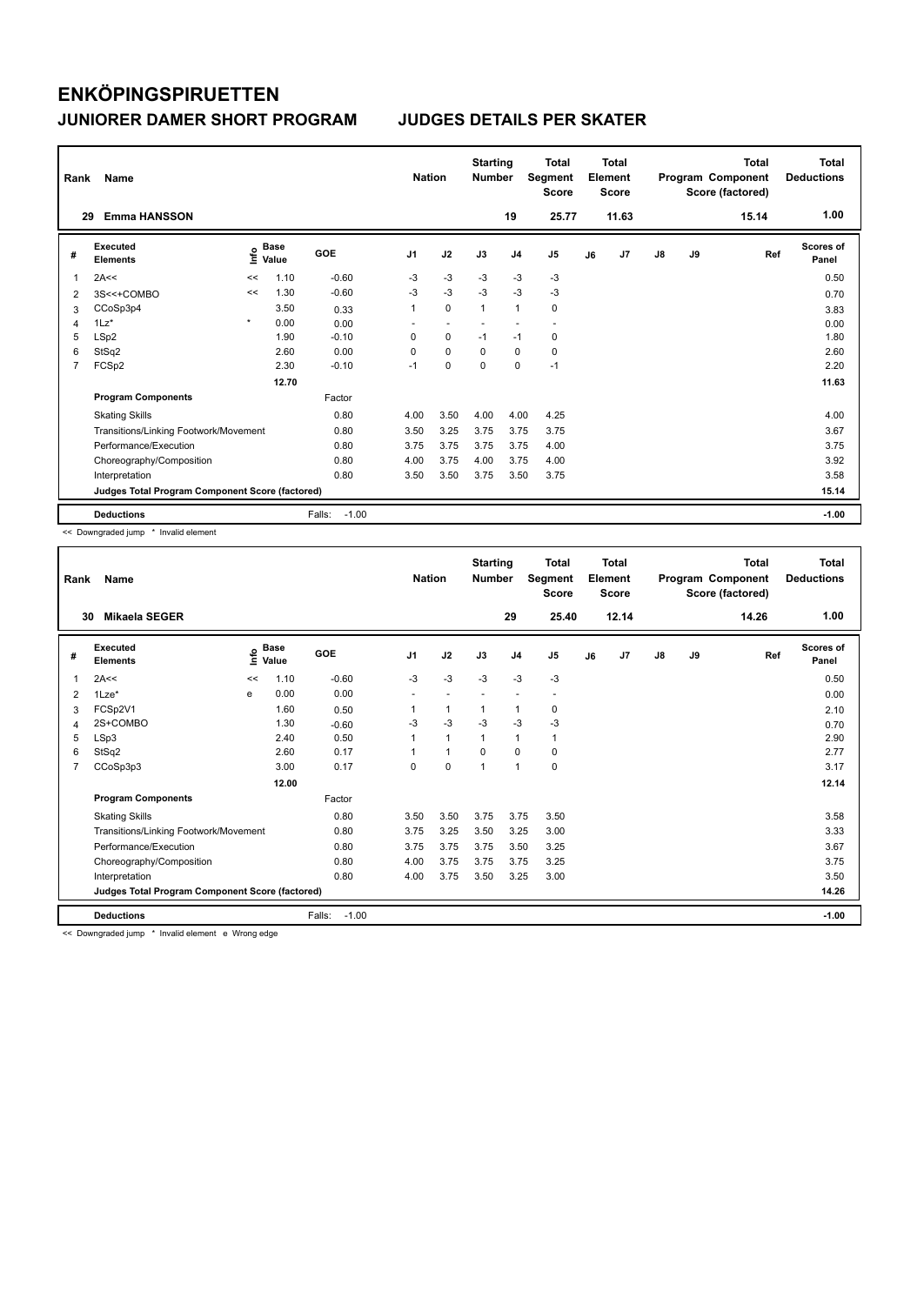# ENKÖPINGSPIRUETTEN

## JUNIORER DAMER SHORT PROGRAM — JUDGES DETAILS PER SKATER

| Rank | Name | Nation | Starting Number | Total Segment Score | Total Element Score | Total Program Component Score (factored) | Total Deductions |
|---|---|---|---|---|---|---|---|
| 29 | Emma HANSSON | | 19 | 25.77 | 11.63 | 15.14 | 1.00 |

| # | Executed Elements | Info | Base Value | GOE | J1 | J2 | J3 | J4 | J5 | J6 | J7 | J8 | J9 | Ref | Scores of Panel |
|---|---|---|---|---|---|---|---|---|---|---|---|---|---|---|---|
| 1 | 2A<< | << | 1.10 | -0.60 | -3 | -3 | -3 | -3 | -3 | | | | | | 0.50 |
| 2 | 3S<<+COMBO | << | 1.30 | -0.60 | -3 | -3 | -3 | -3 | -3 | | | | | | 0.70 |
| 3 | CCoSp3p4 | | 3.50 | 0.33 | 1 | 0 | 1 | 1 | 0 | | | | | | 3.83 |
| 4 | 1Lz* | * | 0.00 | 0.00 | - | - | - | - | - | | | | | | 0.00 |
| 5 | LSp2 | | 1.90 | -0.10 | 0 | 0 | -1 | -1 | 0 | | | | | | 1.80 |
| 6 | StSq2 | | 2.60 | 0.00 | 0 | 0 | 0 | 0 | 0 | | | | | | 2.60 |
| 7 | FCSp2 | | 2.30 | -0.10 | -1 | 0 | 0 | 0 | -1 | | | | | | 2.20 |
| | | | 12.70 | | | | | | | | | | | | 11.63 |
| | **Program Components** | | | Factor | | | | | | | | | | | |
| | Skating Skills | | | 0.80 | 4.00 | 3.50 | 4.00 | 4.00 | 4.25 | | | | | | 4.00 |
| | Transitions/Linking Footwork/Movement | | | 0.80 | 3.50 | 3.25 | 3.75 | 3.75 | 3.75 | | | | | | 3.67 |
| | Performance/Execution | | | 0.80 | 3.75 | 3.75 | 3.75 | 3.75 | 4.00 | | | | | | 3.75 |
| | Choreography/Composition | | | 0.80 | 4.00 | 3.75 | 4.00 | 3.75 | 4.00 | | | | | | 3.92 |
| | Interpretation | | | 0.80 | 3.50 | 3.50 | 3.75 | 3.50 | 3.75 | | | | | | 3.58 |
| | Judges Total Program Component Score (factored) | | | | | | | | | | | | | | 15.14 |
| | **Deductions** | | | Falls: -1.00 | | | | | | | | | | | -1.00 |

<< Downgraded jump * Invalid element

| Rank | Name | Nation | Starting Number | Total Segment Score | Total Element Score | Total Program Component Score (factored) | Total Deductions |
|---|---|---|---|---|---|---|---|
| 30 | Mikaela SEGER | | 29 | 25.40 | 12.14 | 14.26 | 1.00 |

| # | Executed Elements | Info | Base Value | GOE | J1 | J2 | J3 | J4 | J5 | J6 | J7 | J8 | J9 | Ref | Scores of Panel |
|---|---|---|---|---|---|---|---|---|---|---|---|---|---|---|---|
| 1 | 2A<< | << | 1.10 | -0.60 | -3 | -3 | -3 | -3 | -3 | | | | | | 0.50 |
| 2 | 1Lze* | e | 0.00 | 0.00 | - | - | - | - | - | | | | | | 0.00 |
| 3 | FCSp2V1 | | 1.60 | 0.50 | 1 | 1 | 1 | 1 | 0 | | | | | | 2.10 |
| 4 | 2S+COMBO | | 1.30 | -0.60 | -3 | -3 | -3 | -3 | -3 | | | | | | 0.70 |
| 5 | LSp3 | | 2.40 | 0.50 | 1 | 1 | 1 | 1 | 1 | | | | | | 2.90 |
| 6 | StSq2 | | 2.60 | 0.17 | 1 | 1 | 0 | 0 | 0 | | | | | | 2.77 |
| 7 | CCoSp3p3 | | 3.00 | 0.17 | 0 | 0 | 1 | 1 | 0 | | | | | | 3.17 |
| | | | 12.00 | | | | | | | | | | | | 12.14 |
| | **Program Components** | | | Factor | | | | | | | | | | | |
| | Skating Skills | | | 0.80 | 3.50 | 3.50 | 3.75 | 3.75 | 3.50 | | | | | | 3.58 |
| | Transitions/Linking Footwork/Movement | | | 0.80 | 3.75 | 3.25 | 3.50 | 3.25 | 3.00 | | | | | | 3.33 |
| | Performance/Execution | | | 0.80 | 3.75 | 3.75 | 3.75 | 3.50 | 3.25 | | | | | | 3.67 |
| | Choreography/Composition | | | 0.80 | 4.00 | 3.75 | 3.75 | 3.75 | 3.25 | | | | | | 3.75 |
| | Interpretation | | | 0.80 | 4.00 | 3.75 | 3.50 | 3.25 | 3.00 | | | | | | 3.50 |
| | Judges Total Program Component Score (factored) | | | | | | | | | | | | | | 14.26 |
| | **Deductions** | | | Falls: -1.00 | | | | | | | | | | | -1.00 |

<< Downgraded jump * Invalid element e Wrong edge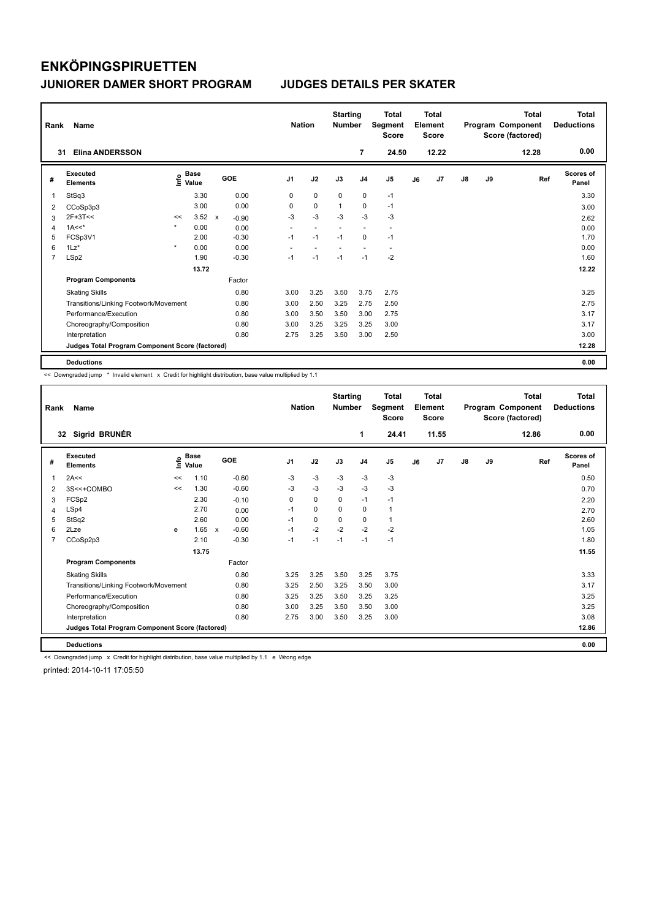# ENKÖPINGSPIRUETTEN

## JUNIORER DAMER SHORT PROGRAM JUDGES DETAILS PER SKATER

| Rank | Name | Nation | Starting Number | Total Segment Score | Total Element Score | Total Program Component Score (factored) | Total Deductions |
|---|---|---|---|---|---|---|---|
| 31 | Elina ANDERSSON | | 7 | 24.50 | 12.22 | 12.28 | 0.00 |

| # | Executed Elements | Info | Base Value | | GOE | J1 | J2 | J3 | J4 | J5 | J6 | J7 | J8 | J9 | Ref | Scores of Panel |
|---|---|---|---|---|---|---|---|---|---|---|---|---|---|---|---|---|
| 1 | StSq3 | | 3.30 | | 0.00 | 0 | 0 | 0 | 0 | -1 | | | | | | 3.30 |
| 2 | CCoSp3p3 | | 3.00 | | 0.00 | 0 | 0 | 1 | 0 | -1 | | | | | | 3.00 |
| 3 | 2F+3T<< | << | 3.52 | x | -0.90 | -3 | -3 | -3 | -3 | -3 | | | | | | 2.62 |
| 4 | 1A<<* | * | 0.00 | | 0.00 | - | - | - | - | - | | | | | | 0.00 |
| 5 | FCSp3V1 | | 2.00 | | -0.30 | -1 | -1 | -1 | 0 | -1 | | | | | | 1.70 |
| 6 | 1Lz* | * | 0.00 | | 0.00 | - | - | - | - | - | | | | | | 0.00 |
| 7 | LSp2 | | 1.90 | | -0.30 | -1 | -1 | -1 | -1 | -2 | | | | | | 1.60 |
| | | | 13.72 | | | | | | | | | | | | | 12.22 |
| | **Program Components** | | | | Factor | | | | | | | | | | | |
| | Skating Skills | | | | 0.80 | 3.00 | 3.25 | 3.50 | 3.75 | 2.75 | | | | | | 3.25 |
| | Transitions/Linking Footwork/Movement | | | | 0.80 | 3.00 | 2.50 | 3.25 | 2.75 | 2.50 | | | | | | 2.75 |
| | Performance/Execution | | | | 0.80 | 3.00 | 3.50 | 3.50 | 3.00 | 2.75 | | | | | | 3.17 |
| | Choreography/Composition | | | | 0.80 | 3.00 | 3.25 | 3.25 | 3.25 | 3.00 | | | | | | 3.17 |
| | Interpretation | | | | 0.80 | 2.75 | 3.25 | 3.50 | 3.00 | 2.50 | | | | | | 3.00 |
| | Judges Total Program Component Score (factored) | | | | | | | | | | | | | | | 12.28 |
| | **Deductions** | | | | | | | | | | | | | | | 0.00 |

<< Downgraded jump * Invalid element x Credit for highlight distribution, base value multiplied by 1.1

| Rank | Name | Nation | Starting Number | Total Segment Score | Total Element Score | Total Program Component Score (factored) | Total Deductions |
|---|---|---|---|---|---|---|---|
| 32 | Sigrid BRUNÉR | | 1 | 24.41 | 11.55 | 12.86 | 0.00 |

| # | Executed Elements | Info | Base Value | | GOE | J1 | J2 | J3 | J4 | J5 | J6 | J7 | J8 | J9 | Ref | Scores of Panel |
|---|---|---|---|---|---|---|---|---|---|---|---|---|---|---|---|---|
| 1 | 2A<< | << | 1.10 | | -0.60 | -3 | -3 | -3 | -3 | -3 | | | | | | 0.50 |
| 2 | 3S<<+COMBO | << | 1.30 | | -0.60 | -3 | -3 | -3 | -3 | -3 | | | | | | 0.70 |
| 3 | FCSp2 | | 2.30 | | -0.10 | 0 | 0 | 0 | -1 | -1 | | | | | | 2.20 |
| 4 | LSp4 | | 2.70 | | 0.00 | -1 | 0 | 0 | 0 | 1 | | | | | | 2.70 |
| 5 | StSq2 | | 2.60 | | 0.00 | -1 | 0 | 0 | 0 | 1 | | | | | | 2.60 |
| 6 | 2Lze | e | 1.65 | x | -0.60 | -1 | -2 | -2 | -2 | -2 | | | | | | 1.05 |
| 7 | CCoSp2p3 | | 2.10 | | -0.30 | -1 | -1 | -1 | -1 | -1 | | | | | | 1.80 |
| | | | 13.75 | | | | | | | | | | | | | 11.55 |
| | **Program Components** | | | | Factor | | | | | | | | | | | |
| | Skating Skills | | | | 0.80 | 3.25 | 3.25 | 3.50 | 3.25 | 3.75 | | | | | | 3.33 |
| | Transitions/Linking Footwork/Movement | | | | 0.80 | 3.25 | 2.50 | 3.25 | 3.50 | 3.00 | | | | | | 3.17 |
| | Performance/Execution | | | | 0.80 | 3.25 | 3.25 | 3.50 | 3.25 | 3.25 | | | | | | 3.25 |
| | Choreography/Composition | | | | 0.80 | 3.00 | 3.25 | 3.50 | 3.50 | 3.00 | | | | | | 3.25 |
| | Interpretation | | | | 0.80 | 2.75 | 3.00 | 3.50 | 3.25 | 3.00 | | | | | | 3.08 |
| | Judges Total Program Component Score (factored) | | | | | | | | | | | | | | | 12.86 |
| | **Deductions** | | | | | | | | | | | | | | | 0.00 |

<< Downgraded jump x Credit for highlight distribution, base value multiplied by 1.1 e Wrong edge

printed: 2014-10-11 17:05:50